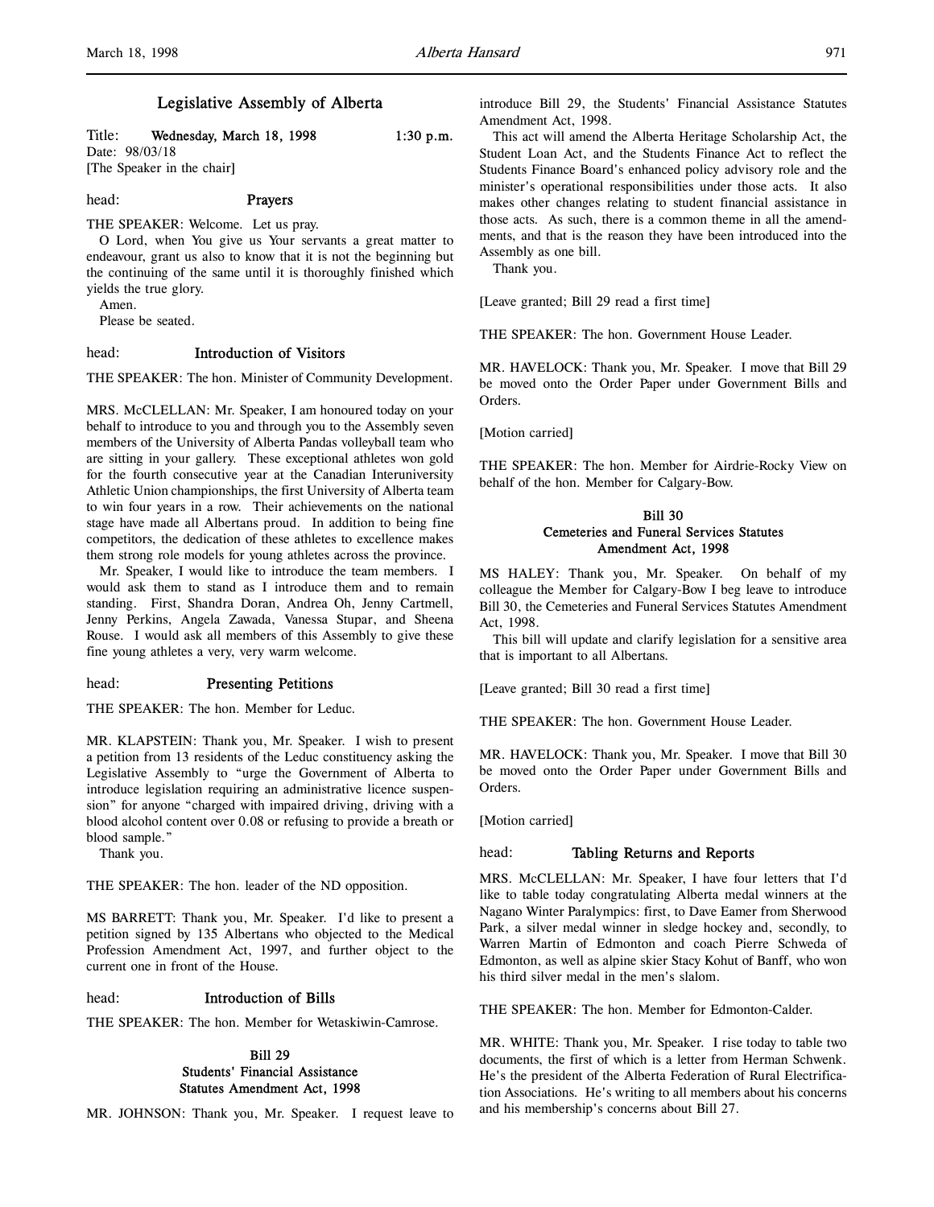# Legislative Assembly of Alberta

Title: **Wednesday, March 18, 1998** **1:30 p.m.**
Date: 98/03/18
[The Speaker in the chair]

head: **Prayers**

THE SPEAKER: Welcome. Let us pray.

O Lord, when You give us Your servants a great matter to endeavour, grant us also to know that it is not the beginning but the continuing of the same until it is thoroughly finished which yields the true glory.

Amen.

Please be seated.

head: **Introduction of Visitors**

THE SPEAKER: The hon. Minister of Community Development.

MRS. McCLELLAN: Mr. Speaker, I am honoured today on your behalf to introduce to you and through you to the Assembly seven members of the University of Alberta Pandas volleyball team who are sitting in your gallery. These exceptional athletes won gold for the fourth consecutive year at the Canadian Interuniversity Athletic Union championships, the first University of Alberta team to win four years in a row. Their achievements on the national stage have made all Albertans proud. In addition to being fine competitors, the dedication of these athletes to excellence makes them strong role models for young athletes across the province.

Mr. Speaker, I would like to introduce the team members. I would ask them to stand as I introduce them and to remain standing. First, Shandra Doran, Andrea Oh, Jenny Cartmell, Jenny Perkins, Angela Zawada, Vanessa Stupar, and Sheena Rouse. I would ask all members of this Assembly to give these fine young athletes a very, very warm welcome.

head: **Presenting Petitions**

THE SPEAKER: The hon. Member for Leduc.

MR. KLAPSTEIN: Thank you, Mr. Speaker. I wish to present a petition from 13 residents of the Leduc constituency asking the Legislative Assembly to "urge the Government of Alberta to introduce legislation requiring an administrative licence suspension" for anyone "charged with impaired driving, driving with a blood alcohol content over 0.08 or refusing to provide a breath or blood sample."

Thank you.

THE SPEAKER: The hon. leader of the ND opposition.

MS BARRETT: Thank you, Mr. Speaker. I'd like to present a petition signed by 135 Albertans who objected to the Medical Profession Amendment Act, 1997, and further object to the current one in front of the House.

head: **Introduction of Bills**

THE SPEAKER: The hon. Member for Wetaskiwin-Camrose.

**Bill 29**
**Students' Financial Assistance Statutes Amendment Act, 1998**

MR. JOHNSON: Thank you, Mr. Speaker. I request leave to introduce Bill 29, the Students' Financial Assistance Statutes Amendment Act, 1998.

This act will amend the Alberta Heritage Scholarship Act, the Student Loan Act, and the Students Finance Act to reflect the Students Finance Board's enhanced policy advisory role and the minister's operational responsibilities under those acts. It also makes other changes relating to student financial assistance in those acts. As such, there is a common theme in all the amendments, and that is the reason they have been introduced into the Assembly as one bill.

Thank you.

[Leave granted; Bill 29 read a first time]

THE SPEAKER: The hon. Government House Leader.

MR. HAVELOCK: Thank you, Mr. Speaker. I move that Bill 29 be moved onto the Order Paper under Government Bills and Orders.

[Motion carried]

THE SPEAKER: The hon. Member for Airdrie-Rocky View on behalf of the hon. Member for Calgary-Bow.

**Bill 30**
**Cemeteries and Funeral Services Statutes Amendment Act, 1998**

MS HALEY: Thank you, Mr. Speaker. On behalf of my colleague the Member for Calgary-Bow I beg leave to introduce Bill 30, the Cemeteries and Funeral Services Statutes Amendment Act, 1998.

This bill will update and clarify legislation for a sensitive area that is important to all Albertans.

[Leave granted; Bill 30 read a first time]

THE SPEAKER: The hon. Government House Leader.

MR. HAVELOCK: Thank you, Mr. Speaker. I move that Bill 30 be moved onto the Order Paper under Government Bills and Orders.

[Motion carried]

head: **Tabling Returns and Reports**

MRS. McCLELLAN: Mr. Speaker, I have four letters that I'd like to table today congratulating Alberta medal winners at the Nagano Winter Paralympics: first, to Dave Eamer from Sherwood Park, a silver medal winner in sledge hockey and, secondly, to Warren Martin of Edmonton and coach Pierre Schweda of Edmonton, as well as alpine skier Stacy Kohut of Banff, who won his third silver medal in the men's slalom.

THE SPEAKER: The hon. Member for Edmonton-Calder.

MR. WHITE: Thank you, Mr. Speaker. I rise today to table two documents, the first of which is a letter from Herman Schwenk. He's the president of the Alberta Federation of Rural Electrification Associations. He's writing to all members about his concerns and his membership's concerns about Bill 27.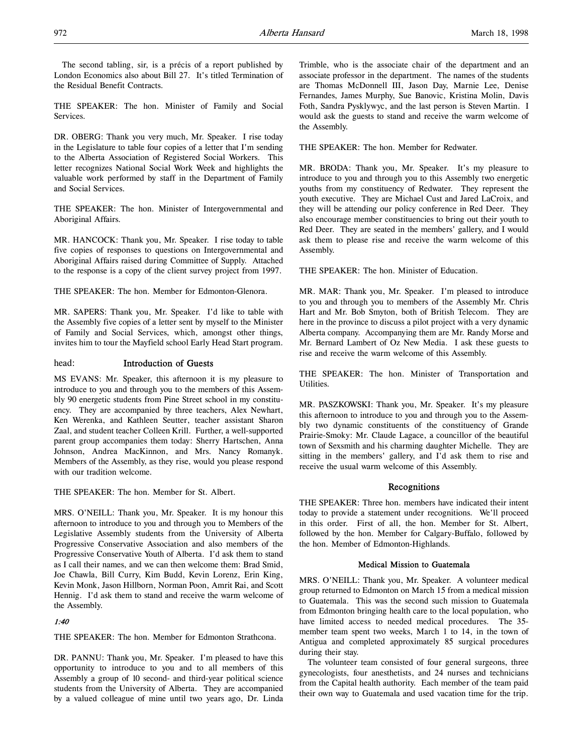The second tabling, sir, is a précis of a report published by London Economics also about Bill 27. It's titled Termination of the Residual Benefit Contracts.

THE SPEAKER: The hon. Minister of Family and Social Services.

DR. OBERG: Thank you very much, Mr. Speaker. I rise today in the Legislature to table four copies of a letter that I'm sending to the Alberta Association of Registered Social Workers. This letter recognizes National Social Work Week and highlights the valuable work performed by staff in the Department of Family and Social Services.

THE SPEAKER: The hon. Minister of Intergovernmental and Aboriginal Affairs.

MR. HANCOCK: Thank you, Mr. Speaker. I rise today to table five copies of responses to questions on Intergovernmental and Aboriginal Affairs raised during Committee of Supply. Attached to the response is a copy of the client survey project from 1997.

THE SPEAKER: The hon. Member for Edmonton-Glenora.

MR. SAPERS: Thank you, Mr. Speaker. I'd like to table with the Assembly five copies of a letter sent by myself to the Minister of Family and Social Services, which, amongst other things, invites him to tour the Mayfield school Early Head Start program.

## head: Introduction of Guests

MS EVANS: Mr. Speaker, this afternoon it is my pleasure to introduce to you and through you to the members of this Assembly 90 energetic students from Pine Street school in my constituency. They are accompanied by three teachers, Alex Newhart, Ken Werenka, and Kathleen Seutter, teacher assistant Sharon Zaal, and student teacher Colleen Krill. Further, a well-supported parent group accompanies them today: Sherry Hartschen, Anna Johnson, Andrea MacKinnon, and Mrs. Nancy Romanyk. Members of the Assembly, as they rise, would you please respond with our tradition welcome.

THE SPEAKER: The hon. Member for St. Albert.

MRS. O'NEILL: Thank you, Mr. Speaker. It is my honour this afternoon to introduce to you and through you to Members of the Legislative Assembly students from the University of Alberta Progressive Conservative Association and also members of the Progressive Conservative Youth of Alberta. I'd ask them to stand as I call their names, and we can then welcome them: Brad Smid, Joe Chawla, Bill Curry, Kim Budd, Kevin Lorenz, Erin King, Kevin Monk, Jason Hillborn, Norman Poon, Amrit Rai, and Scott Hennig. I'd ask them to stand and receive the warm welcome of the Assembly.

*1:40*

THE SPEAKER: The hon. Member for Edmonton Strathcona.

DR. PANNU: Thank you, Mr. Speaker. I'm pleased to have this opportunity to introduce to you and to all members of this Assembly a group of 10 second- and third-year political science students from the University of Alberta. They are accompanied by a valued colleague of mine until two years ago, Dr. Linda Trimble, who is the associate chair of the department and an associate professor in the department. The names of the students are Thomas McDonnell III, Jason Day, Marnie Lee, Denise Fernandes, James Murphy, Sue Banovic, Kristina Molin, Davis Foth, Sandra Pysklywyc, and the last person is Steven Martin. I would ask the guests to stand and receive the warm welcome of the Assembly.

THE SPEAKER: The hon. Member for Redwater.

MR. BRODA: Thank you, Mr. Speaker. It's my pleasure to introduce to you and through you to this Assembly two energetic youths from my constituency of Redwater. They represent the youth executive. They are Michael Cust and Jared LaCroix, and they will be attending our policy conference in Red Deer. They also encourage member constituencies to bring out their youth to Red Deer. They are seated in the members' gallery, and I would ask them to please rise and receive the warm welcome of this Assembly.

THE SPEAKER: The hon. Minister of Education.

MR. MAR: Thank you, Mr. Speaker. I'm pleased to introduce to you and through you to members of the Assembly Mr. Chris Hart and Mr. Bob Smyton, both of British Telecom. They are here in the province to discuss a pilot project with a very dynamic Alberta company. Accompanying them are Mr. Randy Morse and Mr. Bernard Lambert of Oz New Media. I ask these guests to rise and receive the warm welcome of this Assembly.

THE SPEAKER: The hon. Minister of Transportation and Utilities.

MR. PASZKOWSKI: Thank you, Mr. Speaker. It's my pleasure this afternoon to introduce to you and through you to the Assembly two dynamic constituents of the constituency of Grande Prairie-Smoky: Mr. Claude Lagace, a councillor of the beautiful town of Sexsmith and his charming daughter Michelle. They are sitting in the members' gallery, and I'd ask them to rise and receive the usual warm welcome of this Assembly.

## Recognitions

THE SPEAKER: Three hon. members have indicated their intent today to provide a statement under recognitions. We'll proceed in this order. First of all, the hon. Member for St. Albert, followed by the hon. Member for Calgary-Buffalo, followed by the hon. Member of Edmonton-Highlands.

### Medical Mission to Guatemala

MRS. O'NEILL: Thank you, Mr. Speaker. A volunteer medical group returned to Edmonton on March 15 from a medical mission to Guatemala. This was the second such mission to Guatemala from Edmonton bringing health care to the local population, who have limited access to needed medical procedures. The 35-member team spent two weeks, March 1 to 14, in the town of Antigua and completed approximately 85 surgical procedures during their stay.

The volunteer team consisted of four general surgeons, three gynecologists, four anesthetists, and 24 nurses and technicians from the Capital health authority. Each member of the team paid their own way to Guatemala and used vacation time for the trip.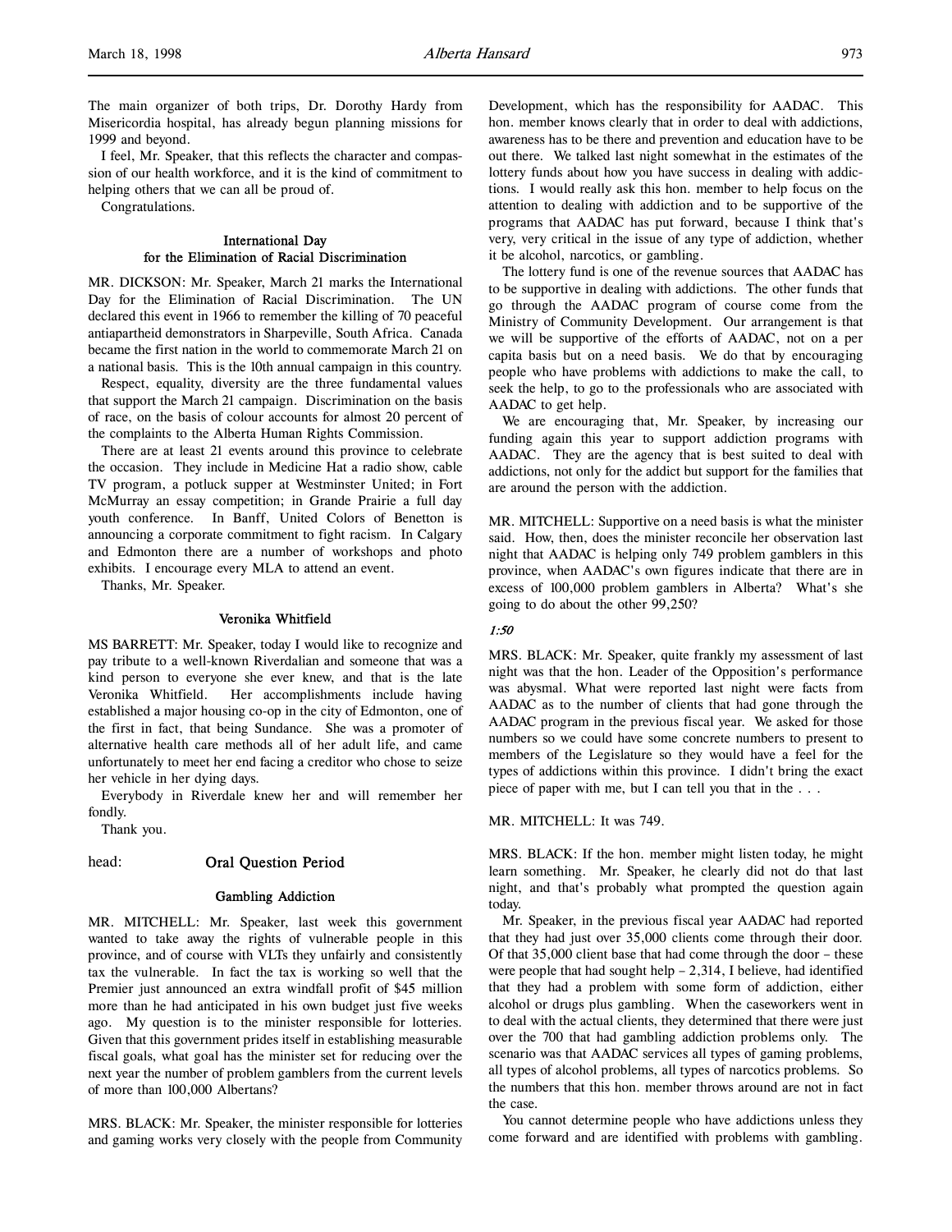The main organizer of both trips, Dr. Dorothy Hardy from Misericordia hospital, has already begun planning missions for 1999 and beyond.

I feel, Mr. Speaker, that this reflects the character and compassion of our health workforce, and it is the kind of commitment to helping others that we can all be proud of.

Congratulations.

### International Day for the Elimination of Racial Discrimination

MR. DICKSON: Mr. Speaker, March 21 marks the International Day for the Elimination of Racial Discrimination. The UN declared this event in 1966 to remember the killing of 70 peaceful antiapartheid demonstrators in Sharpeville, South Africa. Canada became the first nation in the world to commemorate March 21 on a national basis. This is the 10th annual campaign in this country.

Respect, equality, diversity are the three fundamental values that support the March 21 campaign. Discrimination on the basis of race, on the basis of colour accounts for almost 20 percent of the complaints to the Alberta Human Rights Commission.

There are at least 21 events around this province to celebrate the occasion. They include in Medicine Hat a radio show, cable TV program, a potluck supper at Westminster United; in Fort McMurray an essay competition; in Grande Prairie a full day youth conference. In Banff, United Colors of Benetton is announcing a corporate commitment to fight racism. In Calgary and Edmonton there are a number of workshops and photo exhibits. I encourage every MLA to attend an event.

Thanks, Mr. Speaker.

### Veronika Whitfield

MS BARRETT: Mr. Speaker, today I would like to recognize and pay tribute to a well-known Riverdalian and someone that was a kind person to everyone she ever knew, and that is the late Veronika Whitfield. Her accomplishments include having established a major housing co-op in the city of Edmonton, one of the first in fact, that being Sundance. She was a promoter of alternative health care methods all of her adult life, and came unfortunately to meet her end facing a creditor who chose to seize her vehicle in her dying days.

Everybody in Riverdale knew her and will remember her fondly.

Thank you.

head: **Oral Question Period**

### Gambling Addiction

MR. MITCHELL: Mr. Speaker, last week this government wanted to take away the rights of vulnerable people in this province, and of course with VLTs they unfairly and consistently tax the vulnerable. In fact the tax is working so well that the Premier just announced an extra windfall profit of $45 million more than he had anticipated in his own budget just five weeks ago. My question is to the minister responsible for lotteries. Given that this government prides itself in establishing measurable fiscal goals, what goal has the minister set for reducing over the next year the number of problem gamblers from the current levels of more than 100,000 Albertans?

MRS. BLACK: Mr. Speaker, the minister responsible for lotteries and gaming works very closely with the people from Community Development, which has the responsibility for AADAC. This hon. member knows clearly that in order to deal with addictions, awareness has to be there and prevention and education have to be out there. We talked last night somewhat in the estimates of the lottery funds about how you have success in dealing with addictions. I would really ask this hon. member to help focus on the attention to dealing with addiction and to be supportive of the programs that AADAC has put forward, because I think that's very, very critical in the issue of any type of addiction, whether it be alcohol, narcotics, or gambling.

The lottery fund is one of the revenue sources that AADAC has to be supportive in dealing with addictions. The other funds that go through the AADAC program of course come from the Ministry of Community Development. Our arrangement is that we will be supportive of the efforts of AADAC, not on a per capita basis but on a need basis. We do that by encouraging people who have problems with addictions to make the call, to seek the help, to go to the professionals who are associated with AADAC to get help.

We are encouraging that, Mr. Speaker, by increasing our funding again this year to support addiction programs with AADAC. They are the agency that is best suited to deal with addictions, not only for the addict but support for the families that are around the person with the addiction.

MR. MITCHELL: Supportive on a need basis is what the minister said. How, then, does the minister reconcile her observation last night that AADAC is helping only 749 problem gamblers in this province, when AADAC's own figures indicate that there are in excess of 100,000 problem gamblers in Alberta? What's she going to do about the other 99,250?

*1:50*

MRS. BLACK: Mr. Speaker, quite frankly my assessment of last night was that the hon. Leader of the Opposition's performance was abysmal. What were reported last night were facts from AADAC as to the number of clients that had gone through the AADAC program in the previous fiscal year. We asked for those numbers so we could have some concrete numbers to present to members of the Legislature so they would have a feel for the types of addictions within this province. I didn't bring the exact piece of paper with me, but I can tell you that in the . . .

MR. MITCHELL: It was 749.

MRS. BLACK: If the hon. member might listen today, he might learn something. Mr. Speaker, he clearly did not do that last night, and that's probably what prompted the question again today.

Mr. Speaker, in the previous fiscal year AADAC had reported that they had just over 35,000 clients come through their door. Of that 35,000 client base that had come through the door – these were people that had sought help – 2,314, I believe, had identified that they had a problem with some form of addiction, either alcohol or drugs plus gambling. When the caseworkers went in to deal with the actual clients, they determined that there were just over the 700 that had gambling addiction problems only. The scenario was that AADAC services all types of gaming problems, all types of alcohol problems, all types of narcotics problems. So the numbers that this hon. member throws around are not in fact the case.

You cannot determine people who have addictions unless they come forward and are identified with problems with gambling.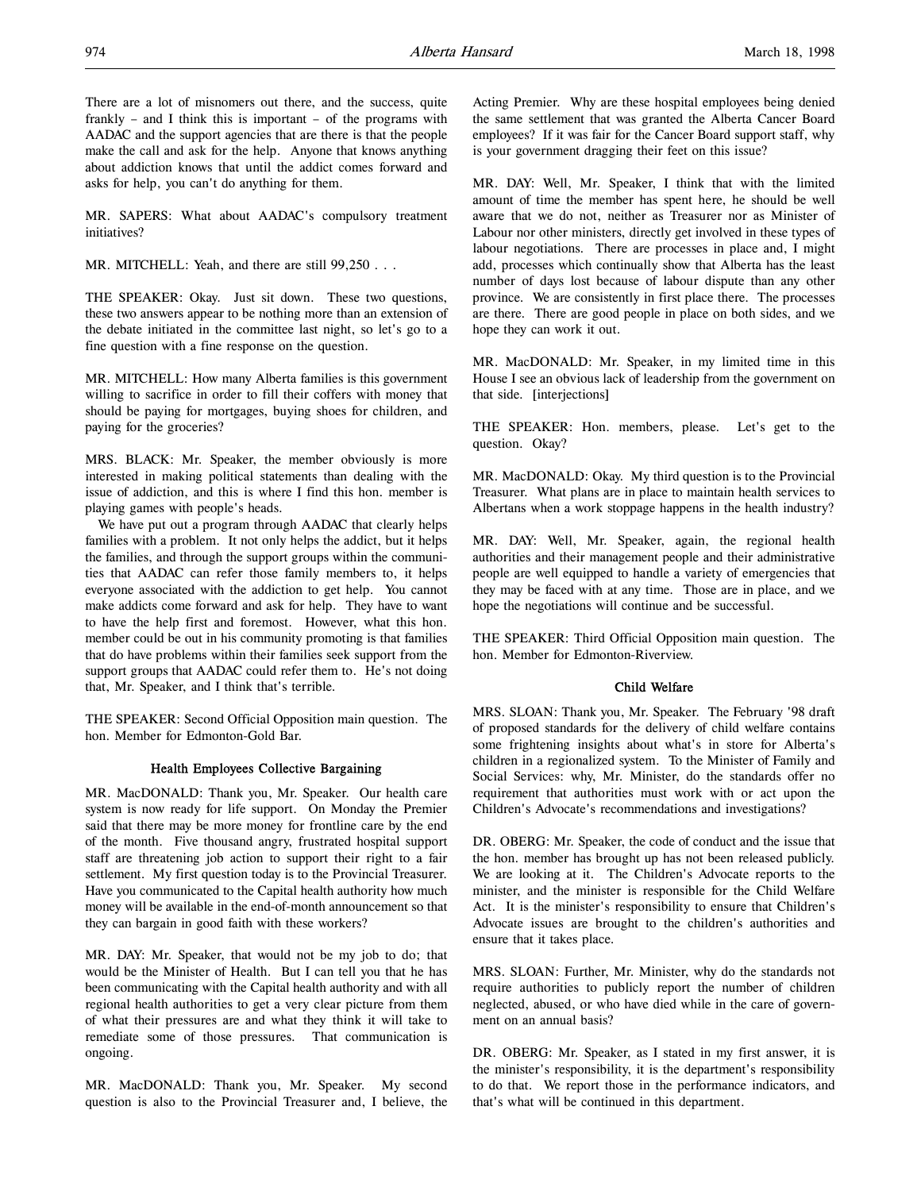There are a lot of misnomers out there, and the success, quite frankly – and I think this is important – of the programs with AADAC and the support agencies that are there is that the people make the call and ask for the help. Anyone that knows anything about addiction knows that until the addict comes forward and asks for help, you can't do anything for them.

MR. SAPERS: What about AADAC's compulsory treatment initiatives?

MR. MITCHELL: Yeah, and there are still 99,250 . . .

THE SPEAKER: Okay. Just sit down. These two questions, these two answers appear to be nothing more than an extension of the debate initiated in the committee last night, so let's go to a fine question with a fine response on the question.

MR. MITCHELL: How many Alberta families is this government willing to sacrifice in order to fill their coffers with money that should be paying for mortgages, buying shoes for children, and paying for the groceries?

MRS. BLACK: Mr. Speaker, the member obviously is more interested in making political statements than dealing with the issue of addiction, and this is where I find this hon. member is playing games with people's heads.

We have put out a program through AADAC that clearly helps families with a problem. It not only helps the addict, but it helps the families, and through the support groups within the communities that AADAC can refer those family members to, it helps everyone associated with the addiction to get help. You cannot make addicts come forward and ask for help. They have to want to have the help first and foremost. However, what this hon. member could be out in his community promoting is that families that do have problems within their families seek support from the support groups that AADAC could refer them to. He's not doing that, Mr. Speaker, and I think that's terrible.

THE SPEAKER: Second Official Opposition main question. The hon. Member for Edmonton-Gold Bar.

### Health Employees Collective Bargaining

MR. MacDONALD: Thank you, Mr. Speaker. Our health care system is now ready for life support. On Monday the Premier said that there may be more money for frontline care by the end of the month. Five thousand angry, frustrated hospital support staff are threatening job action to support their right to a fair settlement. My first question today is to the Provincial Treasurer. Have you communicated to the Capital health authority how much money will be available in the end-of-month announcement so that they can bargain in good faith with these workers?

MR. DAY: Mr. Speaker, that would not be my job to do; that would be the Minister of Health. But I can tell you that he has been communicating with the Capital health authority and with all regional health authorities to get a very clear picture from them of what their pressures are and what they think it will take to remediate some of those pressures. That communication is ongoing.

MR. MacDONALD: Thank you, Mr. Speaker. My second question is also to the Provincial Treasurer and, I believe, the Acting Premier. Why are these hospital employees being denied the same settlement that was granted the Alberta Cancer Board employees? If it was fair for the Cancer Board support staff, why is your government dragging their feet on this issue?

MR. DAY: Well, Mr. Speaker, I think that with the limited amount of time the member has spent here, he should be well aware that we do not, neither as Treasurer nor as Minister of Labour nor other ministers, directly get involved in these types of labour negotiations. There are processes in place and, I might add, processes which continually show that Alberta has the least number of days lost because of labour dispute than any other province. We are consistently in first place there. The processes are there. There are good people in place on both sides, and we hope they can work it out.

MR. MacDONALD: Mr. Speaker, in my limited time in this House I see an obvious lack of leadership from the government on that side. [interjections]

THE SPEAKER: Hon. members, please. Let's get to the question. Okay?

MR. MacDONALD: Okay. My third question is to the Provincial Treasurer. What plans are in place to maintain health services to Albertans when a work stoppage happens in the health industry?

MR. DAY: Well, Mr. Speaker, again, the regional health authorities and their management people and their administrative people are well equipped to handle a variety of emergencies that they may be faced with at any time. Those are in place, and we hope the negotiations will continue and be successful.

THE SPEAKER: Third Official Opposition main question. The hon. Member for Edmonton-Riverview.

### Child Welfare

MRS. SLOAN: Thank you, Mr. Speaker. The February '98 draft of proposed standards for the delivery of child welfare contains some frightening insights about what's in store for Alberta's children in a regionalized system. To the Minister of Family and Social Services: why, Mr. Minister, do the standards offer no requirement that authorities must work with or act upon the Children's Advocate's recommendations and investigations?

DR. OBERG: Mr. Speaker, the code of conduct and the issue that the hon. member has brought up has not been released publicly. We are looking at it. The Children's Advocate reports to the minister, and the minister is responsible for the Child Welfare Act. It is the minister's responsibility to ensure that Children's Advocate issues are brought to the children's authorities and ensure that it takes place.

MRS. SLOAN: Further, Mr. Minister, why do the standards not require authorities to publicly report the number of children neglected, abused, or who have died while in the care of government on an annual basis?

DR. OBERG: Mr. Speaker, as I stated in my first answer, it is the minister's responsibility, it is the department's responsibility to do that. We report those in the performance indicators, and that's what will be continued in this department.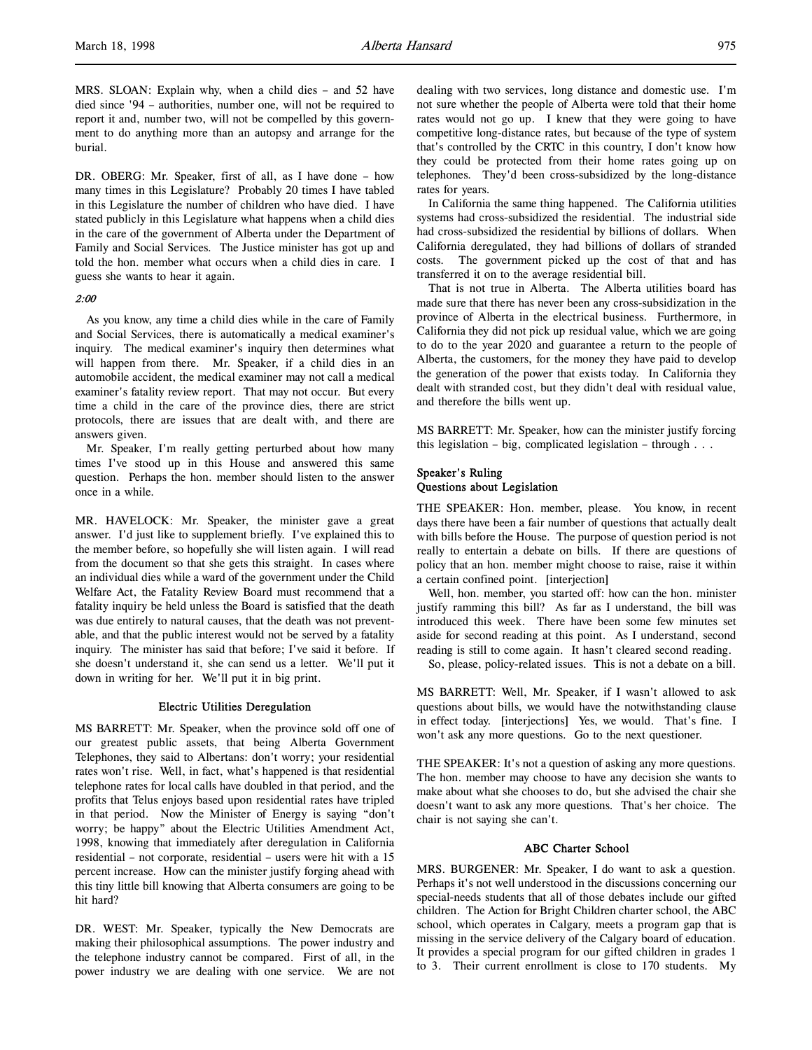MRS. SLOAN: Explain why, when a child dies – and 52 have died since '94 – authorities, number one, will not be required to report it and, number two, will not be compelled by this government to do anything more than an autopsy and arrange for the burial.

DR. OBERG: Mr. Speaker, first of all, as I have done – how many times in this Legislature? Probably 20 times I have tabled in this Legislature the number of children who have died. I have stated publicly in this Legislature what happens when a child dies in the care of the government of Alberta under the Department of Family and Social Services. The Justice minister has got up and told the hon. member what occurs when a child dies in care. I guess she wants to hear it again.

*2:00*

As you know, any time a child dies while in the care of Family and Social Services, there is automatically a medical examiner's inquiry. The medical examiner's inquiry then determines what will happen from there. Mr. Speaker, if a child dies in an automobile accident, the medical examiner may not call a medical examiner's fatality review report. That may not occur. But every time a child in the care of the province dies, there are strict protocols, there are issues that are dealt with, and there are answers given.

Mr. Speaker, I'm really getting perturbed about how many times I've stood up in this House and answered this same question. Perhaps the hon. member should listen to the answer once in a while.

MR. HAVELOCK: Mr. Speaker, the minister gave a great answer. I'd just like to supplement briefly. I've explained this to the member before, so hopefully she will listen again. I will read from the document so that she gets this straight. In cases where an individual dies while a ward of the government under the Child Welfare Act, the Fatality Review Board must recommend that a fatality inquiry be held unless the Board is satisfied that the death was due entirely to natural causes, that the death was not preventable, and that the public interest would not be served by a fatality inquiry. The minister has said that before; I've said it before. If she doesn't understand it, she can send us a letter. We'll put it down in writing for her. We'll put it in big print.

### Electric Utilities Deregulation

MS BARRETT: Mr. Speaker, when the province sold off one of our greatest public assets, that being Alberta Government Telephones, they said to Albertans: don't worry; your residential rates won't rise. Well, in fact, what's happened is that residential telephone rates for local calls have doubled in that period, and the profits that Telus enjoys based upon residential rates have tripled in that period. Now the Minister of Energy is saying "don't worry; be happy" about the Electric Utilities Amendment Act, 1998, knowing that immediately after deregulation in California residential – not corporate, residential – users were hit with a 15 percent increase. How can the minister justify forging ahead with this tiny little bill knowing that Alberta consumers are going to be hit hard?

DR. WEST: Mr. Speaker, typically the New Democrats are making their philosophical assumptions. The power industry and the telephone industry cannot be compared. First of all, in the power industry we are dealing with one service. We are not dealing with two services, long distance and domestic use. I'm not sure whether the people of Alberta were told that their home rates would not go up. I knew that they were going to have competitive long-distance rates, but because of the type of system that's controlled by the CRTC in this country, I don't know how they could be protected from their home rates going up on telephones. They'd been cross-subsidized by the long-distance rates for years.

In California the same thing happened. The California utilities systems had cross-subsidized the residential. The industrial side had cross-subsidized the residential by billions of dollars. When California deregulated, they had billions of dollars of stranded costs. The government picked up the cost of that and has transferred it on to the average residential bill.

That is not true in Alberta. The Alberta utilities board has made sure that there has never been any cross-subsidization in the province of Alberta in the electrical business. Furthermore, in California they did not pick up residual value, which we are going to do to the year 2020 and guarantee a return to the people of Alberta, the customers, for the money they have paid to develop the generation of the power that exists today. In California they dealt with stranded cost, but they didn't deal with residual value, and therefore the bills went up.

MS BARRETT: Mr. Speaker, how can the minister justify forcing this legislation – big, complicated legislation – through . . .

### Speaker's Ruling
### Questions about Legislation

THE SPEAKER: Hon. member, please. You know, in recent days there have been a fair number of questions that actually dealt with bills before the House. The purpose of question period is not really to entertain a debate on bills. If there are questions of policy that an hon. member might choose to raise, raise it within a certain confined point. [interjection]

Well, hon. member, you started off: how can the hon. minister justify ramming this bill? As far as I understand, the bill was introduced this week. There have been some few minutes set aside for second reading at this point. As I understand, second reading is still to come again. It hasn't cleared second reading.

So, please, policy-related issues. This is not a debate on a bill.

MS BARRETT: Well, Mr. Speaker, if I wasn't allowed to ask questions about bills, we would have the notwithstanding clause in effect today. [interjections] Yes, we would. That's fine. I won't ask any more questions. Go to the next questioner.

THE SPEAKER: It's not a question of asking any more questions. The hon. member may choose to have any decision she wants to make about what she chooses to do, but she advised the chair she doesn't want to ask any more questions. That's her choice. The chair is not saying she can't.

### ABC Charter School

MRS. BURGENER: Mr. Speaker, I do want to ask a question. Perhaps it's not well understood in the discussions concerning our special-needs students that all of those debates include our gifted children. The Action for Bright Children charter school, the ABC school, which operates in Calgary, meets a program gap that is missing in the service delivery of the Calgary board of education. It provides a special program for our gifted children in grades 1 to 3. Their current enrollment is close to 170 students. My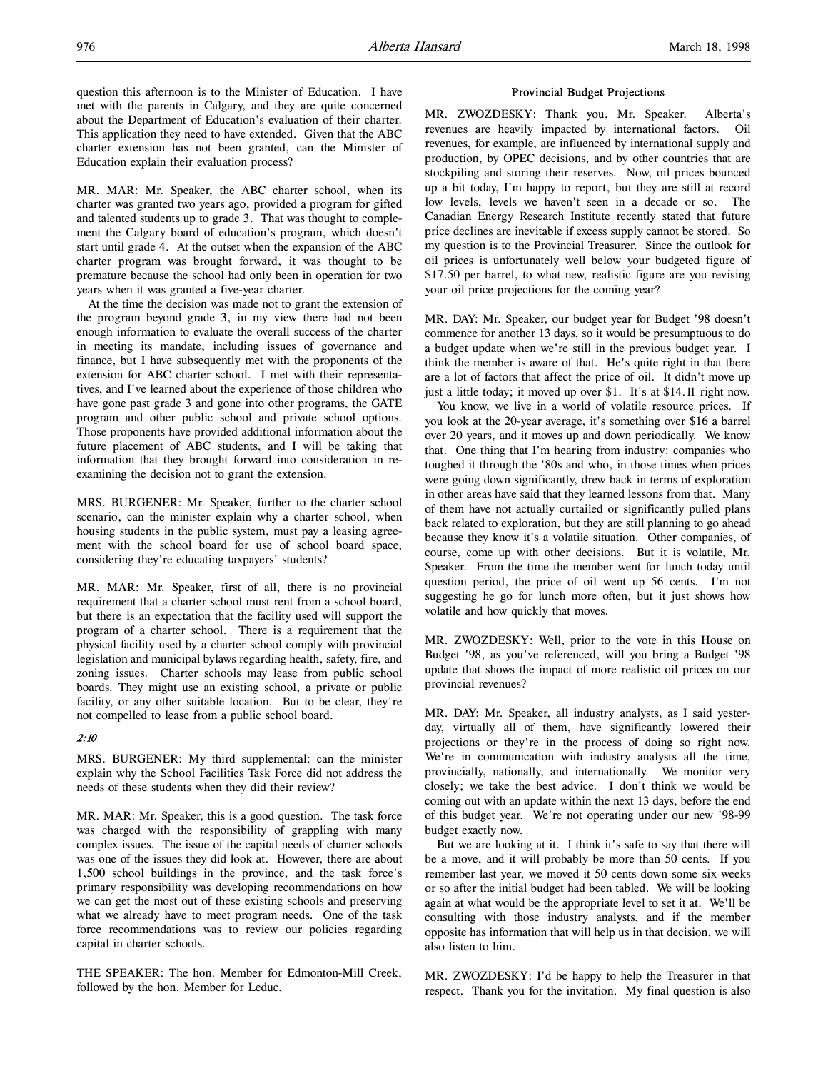question this afternoon is to the Minister of Education. I have met with the parents in Calgary, and they are quite concerned about the Department of Education's evaluation of their charter. This application they need to have extended. Given that the ABC charter extension has not been granted, can the Minister of Education explain their evaluation process?

MR. MAR: Mr. Speaker, the ABC charter school, when its charter was granted two years ago, provided a program for gifted and talented students up to grade 3. That was thought to complement the Calgary board of education's program, which doesn't start until grade 4. At the outset when the expansion of the ABC charter program was brought forward, it was thought to be premature because the school had only been in operation for two years when it was granted a five-year charter.

At the time the decision was made not to grant the extension of the program beyond grade 3, in my view there had not been enough information to evaluate the overall success of the charter in meeting its mandate, including issues of governance and finance, but I have subsequently met with the proponents of the extension for ABC charter school. I met with their representatives, and I've learned about the experience of those children who have gone past grade 3 and gone into other programs, the GATE program and other public school and private school options. Those proponents have provided additional information about the future placement of ABC students, and I will be taking that information that they brought forward into consideration in reexamining the decision not to grant the extension.

MRS. BURGENER: Mr. Speaker, further to the charter school scenario, can the minister explain why a charter school, when housing students in the public system, must pay a leasing agreement with the school board for use of school board space, considering they're educating taxpayers' students?

MR. MAR: Mr. Speaker, first of all, there is no provincial requirement that a charter school must rent from a school board, but there is an expectation that the facility used will support the program of a charter school. There is a requirement that the physical facility used by a charter school comply with provincial legislation and municipal bylaws regarding health, safety, fire, and zoning issues. Charter schools may lease from public school boards. They might use an existing school, a private or public facility, or any other suitable location. But to be clear, they're not compelled to lease from a public school board.

*2:10*

MRS. BURGENER: My third supplemental: can the minister explain why the School Facilities Task Force did not address the needs of these students when they did their review?

MR. MAR: Mr. Speaker, this is a good question. The task force was charged with the responsibility of grappling with many complex issues. The issue of the capital needs of charter schools was one of the issues they did look at. However, there are about 1,500 school buildings in the province, and the task force's primary responsibility was developing recommendations on how we can get the most out of these existing schools and preserving what we already have to meet program needs. One of the task force recommendations was to review our policies regarding capital in charter schools.

THE SPEAKER: The hon. Member for Edmonton-Mill Creek, followed by the hon. Member for Leduc.

## Provincial Budget Projections

MR. ZWOZDESKY: Thank you, Mr. Speaker. Alberta's revenues are heavily impacted by international factors. Oil revenues, for example, are influenced by international supply and production, by OPEC decisions, and by other countries that are stockpiling and storing their reserves. Now, oil prices bounced up a bit today, I'm happy to report, but they are still at record low levels, levels we haven't seen in a decade or so. The Canadian Energy Research Institute recently stated that future price declines are inevitable if excess supply cannot be stored. So my question is to the Provincial Treasurer. Since the outlook for oil prices is unfortunately well below your budgeted figure of $17.50 per barrel, to what new, realistic figure are you revising your oil price projections for the coming year?

MR. DAY: Mr. Speaker, our budget year for Budget '98 doesn't commence for another 13 days, so it would be presumptuous to do a budget update when we're still in the previous budget year. I think the member is aware of that. He's quite right in that there are a lot of factors that affect the price of oil. It didn't move up just a little today; it moved up over $1. It's at $14.11 right now.

You know, we live in a world of volatile resource prices. If you look at the 20-year average, it's something over $16 a barrel over 20 years, and it moves up and down periodically. We know that. One thing that I'm hearing from industry: companies who toughed it through the '80s and who, in those times when prices were going down significantly, drew back in terms of exploration in other areas have said that they learned lessons from that. Many of them have not actually curtailed or significantly pulled plans back related to exploration, but they are still planning to go ahead because they know it's a volatile situation. Other companies, of course, come up with other decisions. But it is volatile, Mr. Speaker. From the time the member went for lunch today until question period, the price of oil went up 56 cents. I'm not suggesting he go for lunch more often, but it just shows how volatile and how quickly that moves.

MR. ZWOZDESKY: Well, prior to the vote in this House on Budget '98, as you've referenced, will you bring a Budget '98 update that shows the impact of more realistic oil prices on our provincial revenues?

MR. DAY: Mr. Speaker, all industry analysts, as I said yesterday, virtually all of them, have significantly lowered their projections or they're in the process of doing so right now. We're in communication with industry analysts all the time, provincially, nationally, and internationally. We monitor very closely; we take the best advice. I don't think we would be coming out with an update within the next 13 days, before the end of this budget year. We're not operating under our new '98-99 budget exactly now.

But we are looking at it. I think it's safe to say that there will be a move, and it will probably be more than 50 cents. If you remember last year, we moved it 50 cents down some six weeks or so after the initial budget had been tabled. We will be looking again at what would be the appropriate level to set it at. We'll be consulting with those industry analysts, and if the member opposite has information that will help us in that decision, we will also listen to him.

MR. ZWOZDESKY: I'd be happy to help the Treasurer in that respect. Thank you for the invitation. My final question is also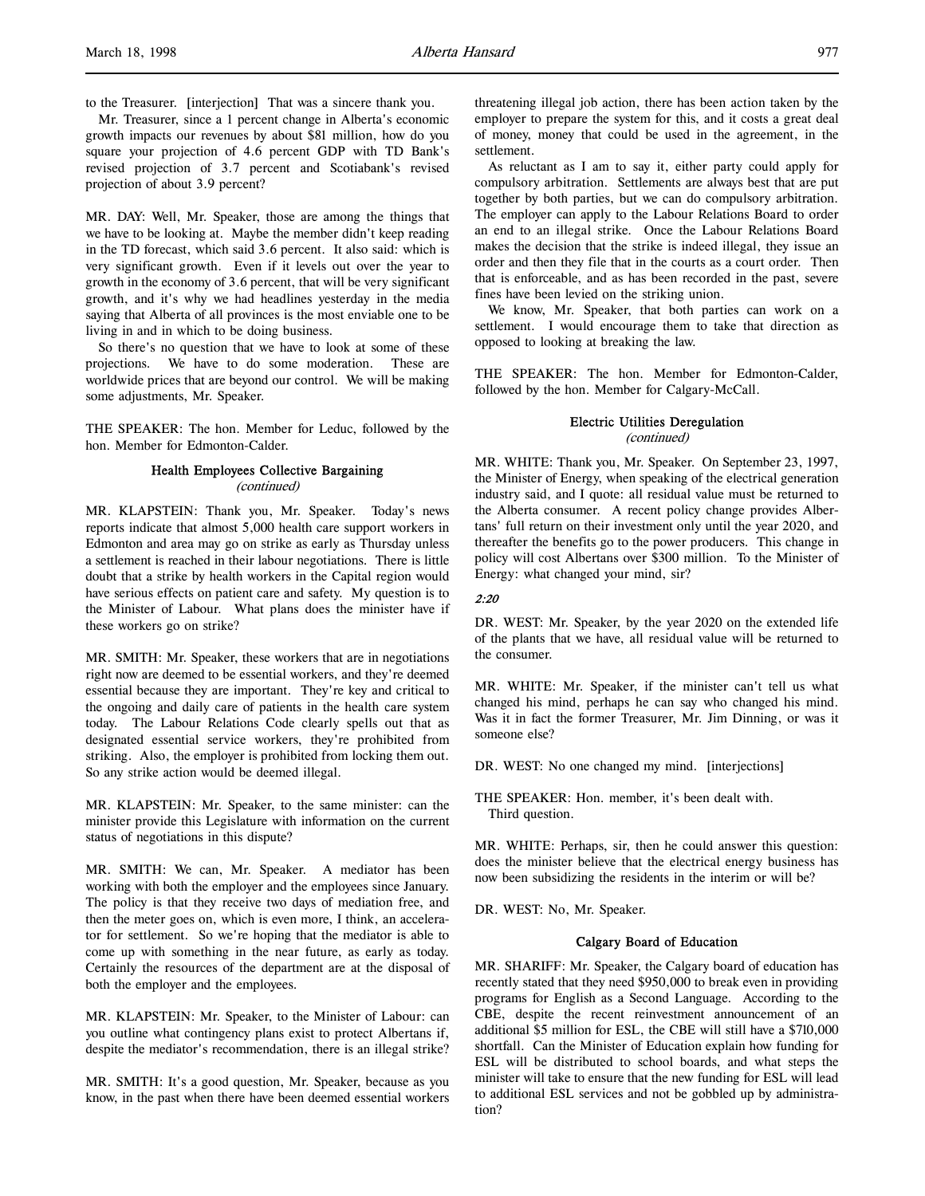to the Treasurer. [interjection] That was a sincere thank you.

Mr. Treasurer, since a 1 percent change in Alberta's economic growth impacts our revenues by about $81 million, how do you square your projection of 4.6 percent GDP with TD Bank's revised projection of 3.7 percent and Scotiabank's revised projection of about 3.9 percent?

MR. DAY: Well, Mr. Speaker, those are among the things that we have to be looking at. Maybe the member didn't keep reading in the TD forecast, which said 3.6 percent. It also said: which is very significant growth. Even if it levels out over the year to growth in the economy of 3.6 percent, that will be very significant growth, and it's why we had headlines yesterday in the media saying that Alberta of all provinces is the most enviable one to be living in and in which to be doing business.

So there's no question that we have to look at some of these projections. We have to do some moderation. These are worldwide prices that are beyond our control. We will be making some adjustments, Mr. Speaker.

THE SPEAKER: The hon. Member for Leduc, followed by the hon. Member for Edmonton-Calder.

### Health Employees Collective Bargaining
*(continued)*

MR. KLAPSTEIN: Thank you, Mr. Speaker. Today's news reports indicate that almost 5,000 health care support workers in Edmonton and area may go on strike as early as Thursday unless a settlement is reached in their labour negotiations. There is little doubt that a strike by health workers in the Capital region would have serious effects on patient care and safety. My question is to the Minister of Labour. What plans does the minister have if these workers go on strike?

MR. SMITH: Mr. Speaker, these workers that are in negotiations right now are deemed to be essential workers, and they're deemed essential because they are important. They're key and critical to the ongoing and daily care of patients in the health care system today. The Labour Relations Code clearly spells out that as designated essential service workers, they're prohibited from striking. Also, the employer is prohibited from locking them out. So any strike action would be deemed illegal.

MR. KLAPSTEIN: Mr. Speaker, to the same minister: can the minister provide this Legislature with information on the current status of negotiations in this dispute?

MR. SMITH: We can, Mr. Speaker. A mediator has been working with both the employer and the employees since January. The policy is that they receive two days of mediation free, and then the meter goes on, which is even more, I think, an accelerator for settlement. So we're hoping that the mediator is able to come up with something in the near future, as early as today. Certainly the resources of the department are at the disposal of both the employer and the employees.

MR. KLAPSTEIN: Mr. Speaker, to the Minister of Labour: can you outline what contingency plans exist to protect Albertans if, despite the mediator's recommendation, there is an illegal strike?

MR. SMITH: It's a good question, Mr. Speaker, because as you know, in the past when there have been deemed essential workers threatening illegal job action, there has been action taken by the employer to prepare the system for this, and it costs a great deal of money, money that could be used in the agreement, in the settlement.

As reluctant as I am to say it, either party could apply for compulsory arbitration. Settlements are always best that are put together by both parties, but we can do compulsory arbitration. The employer can apply to the Labour Relations Board to order an end to an illegal strike. Once the Labour Relations Board makes the decision that the strike is indeed illegal, they issue an order and then they file that in the courts as a court order. Then that is enforceable, and as has been recorded in the past, severe fines have been levied on the striking union.

We know, Mr. Speaker, that both parties can work on a settlement. I would encourage them to take that direction as opposed to looking at breaking the law.

THE SPEAKER: The hon. Member for Edmonton-Calder, followed by the hon. Member for Calgary-McCall.

### Electric Utilities Deregulation
*(continued)*

MR. WHITE: Thank you, Mr. Speaker. On September 23, 1997, the Minister of Energy, when speaking of the electrical generation industry said, and I quote: all residual value must be returned to the Alberta consumer. A recent policy change provides Albertans' full return on their investment only until the year 2020, and thereafter the benefits go to the power producers. This change in policy will cost Albertans over $300 million. To the Minister of Energy: what changed your mind, sir?

*2:20*

DR. WEST: Mr. Speaker, by the year 2020 on the extended life of the plants that we have, all residual value will be returned to the consumer.

MR. WHITE: Mr. Speaker, if the minister can't tell us what changed his mind, perhaps he can say who changed his mind. Was it in fact the former Treasurer, Mr. Jim Dinning, or was it someone else?

DR. WEST: No one changed my mind. [interjections]

THE SPEAKER: Hon. member, it's been dealt with.
Third question.

MR. WHITE: Perhaps, sir, then he could answer this question: does the minister believe that the electrical energy business has now been subsidizing the residents in the interim or will be?

DR. WEST: No, Mr. Speaker.

### Calgary Board of Education

MR. SHARIFF: Mr. Speaker, the Calgary board of education has recently stated that they need $950,000 to break even in providing programs for English as a Second Language. According to the CBE, despite the recent reinvestment announcement of an additional $5 million for ESL, the CBE will still have a $710,000 shortfall. Can the Minister of Education explain how funding for ESL will be distributed to school boards, and what steps the minister will take to ensure that the new funding for ESL will lead to additional ESL services and not be gobbled up by administration?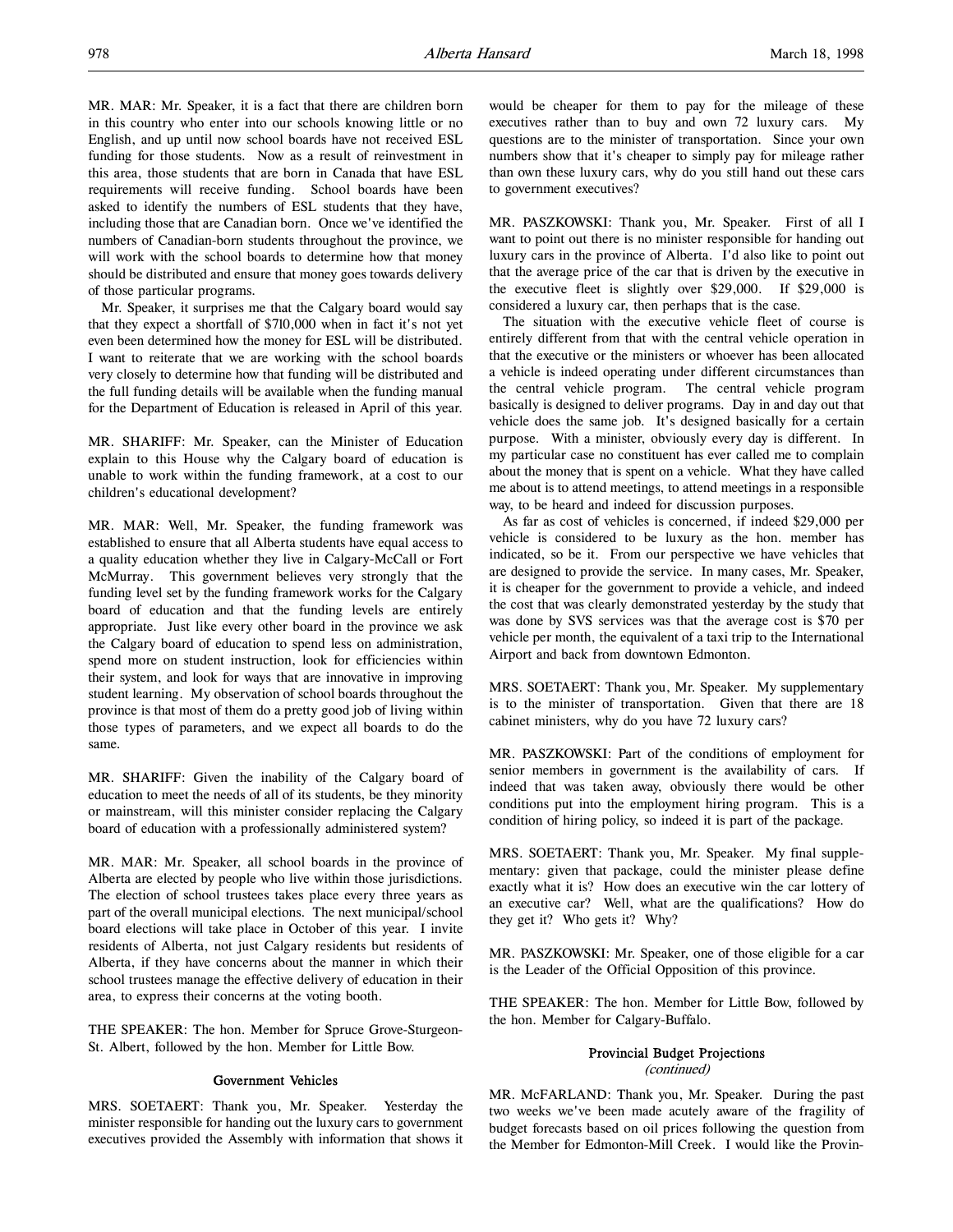MR. MAR: Mr. Speaker, it is a fact that there are children born in this country who enter into our schools knowing little or no English, and up until now school boards have not received ESL funding for those students. Now as a result of reinvestment in this area, those students that are born in Canada that have ESL requirements will receive funding. School boards have been asked to identify the numbers of ESL students that they have, including those that are Canadian born. Once we've identified the numbers of Canadian-born students throughout the province, we will work with the school boards to determine how that money should be distributed and ensure that money goes towards delivery of those particular programs.

Mr. Speaker, it surprises me that the Calgary board would say that they expect a shortfall of $710,000 when in fact it's not yet even been determined how the money for ESL will be distributed. I want to reiterate that we are working with the school boards very closely to determine how that funding will be distributed and the full funding details will be available when the funding manual for the Department of Education is released in April of this year.

MR. SHARIFF: Mr. Speaker, can the Minister of Education explain to this House why the Calgary board of education is unable to work within the funding framework, at a cost to our children's educational development?

MR. MAR: Well, Mr. Speaker, the funding framework was established to ensure that all Alberta students have equal access to a quality education whether they live in Calgary-McCall or Fort McMurray. This government believes very strongly that the funding level set by the funding framework works for the Calgary board of education and that the funding levels are entirely appropriate. Just like every other board in the province we ask the Calgary board of education to spend less on administration, spend more on student instruction, look for efficiencies within their system, and look for ways that are innovative in improving student learning. My observation of school boards throughout the province is that most of them do a pretty good job of living within those types of parameters, and we expect all boards to do the same.

MR. SHARIFF: Given the inability of the Calgary board of education to meet the needs of all of its students, be they minority or mainstream, will this minister consider replacing the Calgary board of education with a professionally administered system?

MR. MAR: Mr. Speaker, all school boards in the province of Alberta are elected by people who live within those jurisdictions. The election of school trustees takes place every three years as part of the overall municipal elections. The next municipal/school board elections will take place in October of this year. I invite residents of Alberta, not just Calgary residents but residents of Alberta, if they have concerns about the manner in which their school trustees manage the effective delivery of education in their area, to express their concerns at the voting booth.

THE SPEAKER: The hon. Member for Spruce Grove-Sturgeon-St. Albert, followed by the hon. Member for Little Bow.

### Government Vehicles

MRS. SOETAERT: Thank you, Mr. Speaker. Yesterday the minister responsible for handing out the luxury cars to government executives provided the Assembly with information that shows it would be cheaper for them to pay for the mileage of these executives rather than to buy and own 72 luxury cars. My questions are to the minister of transportation. Since your own numbers show that it's cheaper to simply pay for mileage rather than own these luxury cars, why do you still hand out these cars to government executives?

MR. PASZKOWSKI: Thank you, Mr. Speaker. First of all I want to point out there is no minister responsible for handing out luxury cars in the province of Alberta. I'd also like to point out that the average price of the car that is driven by the executive in the executive fleet is slightly over $29,000. If $29,000 is considered a luxury car, then perhaps that is the case.

The situation with the executive vehicle fleet of course is entirely different from that with the central vehicle operation in that the executive or the ministers or whoever has been allocated a vehicle is indeed operating under different circumstances than the central vehicle program. The central vehicle program basically is designed to deliver programs. Day in and day out that vehicle does the same job. It's designed basically for a certain purpose. With a minister, obviously every day is different. In my particular case no constituent has ever called me to complain about the money that is spent on a vehicle. What they have called me about is to attend meetings, to attend meetings in a responsible way, to be heard and indeed for discussion purposes.

As far as cost of vehicles is concerned, if indeed $29,000 per vehicle is considered to be luxury as the hon. member has indicated, so be it. From our perspective we have vehicles that are designed to provide the service. In many cases, Mr. Speaker, it is cheaper for the government to provide a vehicle, and indeed the cost that was clearly demonstrated yesterday by the study that was done by SVS services was that the average cost is $70 per vehicle per month, the equivalent of a taxi trip to the International Airport and back from downtown Edmonton.

MRS. SOETAERT: Thank you, Mr. Speaker. My supplementary is to the minister of transportation. Given that there are 18 cabinet ministers, why do you have 72 luxury cars?

MR. PASZKOWSKI: Part of the conditions of employment for senior members in government is the availability of cars. If indeed that was taken away, obviously there would be other conditions put into the employment hiring program. This is a condition of hiring policy, so indeed it is part of the package.

MRS. SOETAERT: Thank you, Mr. Speaker. My final supplementary: given that package, could the minister please define exactly what it is? How does an executive win the car lottery of an executive car? Well, what are the qualifications? How do they get it? Who gets it? Why?

MR. PASZKOWSKI: Mr. Speaker, one of those eligible for a car is the Leader of the Official Opposition of this province.

THE SPEAKER: The hon. Member for Little Bow, followed by the hon. Member for Calgary-Buffalo.

### Provincial Budget Projections
*(continued)*

MR. McFARLAND: Thank you, Mr. Speaker. During the past two weeks we've been made acutely aware of the fragility of budget forecasts based on oil prices following the question from the Member for Edmonton-Mill Creek. I would like the Provin-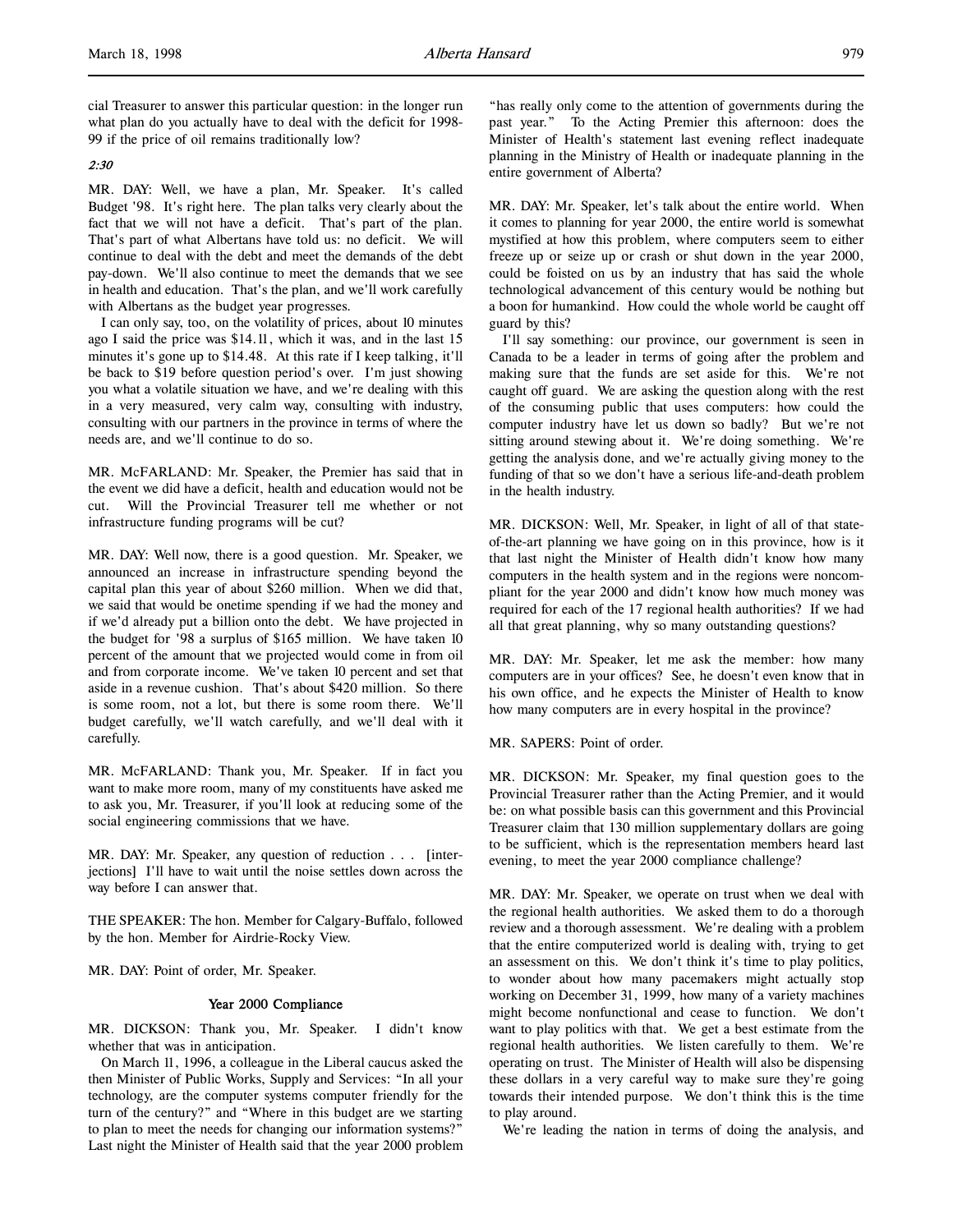cial Treasurer to answer this particular question: in the longer run what plan do you actually have to deal with the deficit for 1998-99 if the price of oil remains traditionally low?

*2:30*

MR. DAY: Well, we have a plan, Mr. Speaker. It's called Budget '98. It's right here. The plan talks very clearly about the fact that we will not have a deficit. That's part of the plan. That's part of what Albertans have told us: no deficit. We will continue to deal with the debt and meet the demands of the debt pay-down. We'll also continue to meet the demands that we see in health and education. That's the plan, and we'll work carefully with Albertans as the budget year progresses.

I can only say, too, on the volatility of prices, about 10 minutes ago I said the price was $14.11, which it was, and in the last 15 minutes it's gone up to $14.48. At this rate if I keep talking, it'll be back to $19 before question period's over. I'm just showing you what a volatile situation we have, and we're dealing with this in a very measured, very calm way, consulting with industry, consulting with our partners in the province in terms of where the needs are, and we'll continue to do so.

MR. McFARLAND: Mr. Speaker, the Premier has said that in the event we did have a deficit, health and education would not be cut. Will the Provincial Treasurer tell me whether or not infrastructure funding programs will be cut?

MR. DAY: Well now, there is a good question. Mr. Speaker, we announced an increase in infrastructure spending beyond the capital plan this year of about $260 million. When we did that, we said that would be onetime spending if we had the money and if we'd already put a billion onto the debt. We have projected in the budget for '98 a surplus of $165 million. We have taken 10 percent of the amount that we projected would come in from oil and from corporate income. We've taken 10 percent and set that aside in a revenue cushion. That's about $420 million. So there is some room, not a lot, but there is some room there. We'll budget carefully, we'll watch carefully, and we'll deal with it carefully.

MR. McFARLAND: Thank you, Mr. Speaker. If in fact you want to make more room, many of my constituents have asked me to ask you, Mr. Treasurer, if you'll look at reducing some of the social engineering commissions that we have.

MR. DAY: Mr. Speaker, any question of reduction . . . [interjections] I'll have to wait until the noise settles down across the way before I can answer that.

THE SPEAKER: The hon. Member for Calgary-Buffalo, followed by the hon. Member for Airdrie-Rocky View.

MR. DAY: Point of order, Mr. Speaker.

### Year 2000 Compliance

MR. DICKSON: Thank you, Mr. Speaker. I didn't know whether that was in anticipation.

On March 11, 1996, a colleague in the Liberal caucus asked the then Minister of Public Works, Supply and Services: "In all your technology, are the computer systems computer friendly for the turn of the century?" and "Where in this budget are we starting to plan to meet the needs for changing our information systems?" Last night the Minister of Health said that the year 2000 problem "has really only come to the attention of governments during the past year." To the Acting Premier this afternoon: does the Minister of Health's statement last evening reflect inadequate planning in the Ministry of Health or inadequate planning in the entire government of Alberta?

MR. DAY: Mr. Speaker, let's talk about the entire world. When it comes to planning for year 2000, the entire world is somewhat mystified at how this problem, where computers seem to either freeze up or seize up or crash or shut down in the year 2000, could be foisted on us by an industry that has said the whole technological advancement of this century would be nothing but a boon for humankind. How could the whole world be caught off guard by this?

I'll say something: our province, our government is seen in Canada to be a leader in terms of going after the problem and making sure that the funds are set aside for this. We're not caught off guard. We are asking the question along with the rest of the consuming public that uses computers: how could the computer industry have let us down so badly? But we're not sitting around stewing about it. We're doing something. We're getting the analysis done, and we're actually giving money to the funding of that so we don't have a serious life-and-death problem in the health industry.

MR. DICKSON: Well, Mr. Speaker, in light of all of that state-of-the-art planning we have going on in this province, how is it that last night the Minister of Health didn't know how many computers in the health system and in the regions were noncompliant for the year 2000 and didn't know how much money was required for each of the 17 regional health authorities? If we had all that great planning, why so many outstanding questions?

MR. DAY: Mr. Speaker, let me ask the member: how many computers are in your offices? See, he doesn't even know that in his own office, and he expects the Minister of Health to know how many computers are in every hospital in the province?

MR. SAPERS: Point of order.

MR. DICKSON: Mr. Speaker, my final question goes to the Provincial Treasurer rather than the Acting Premier, and it would be: on what possible basis can this government and this Provincial Treasurer claim that 130 million supplementary dollars are going to be sufficient, which is the representation members heard last evening, to meet the year 2000 compliance challenge?

MR. DAY: Mr. Speaker, we operate on trust when we deal with the regional health authorities. We asked them to do a thorough review and a thorough assessment. We're dealing with a problem that the entire computerized world is dealing with, trying to get an assessment on this. We don't think it's time to play politics, to wonder about how many pacemakers might actually stop working on December 31, 1999, how many of a variety machines might become nonfunctional and cease to function. We don't want to play politics with that. We get a best estimate from the regional health authorities. We listen carefully to them. We're operating on trust. The Minister of Health will also be dispensing these dollars in a very careful way to make sure they're going towards their intended purpose. We don't think this is the time to play around.

We're leading the nation in terms of doing the analysis, and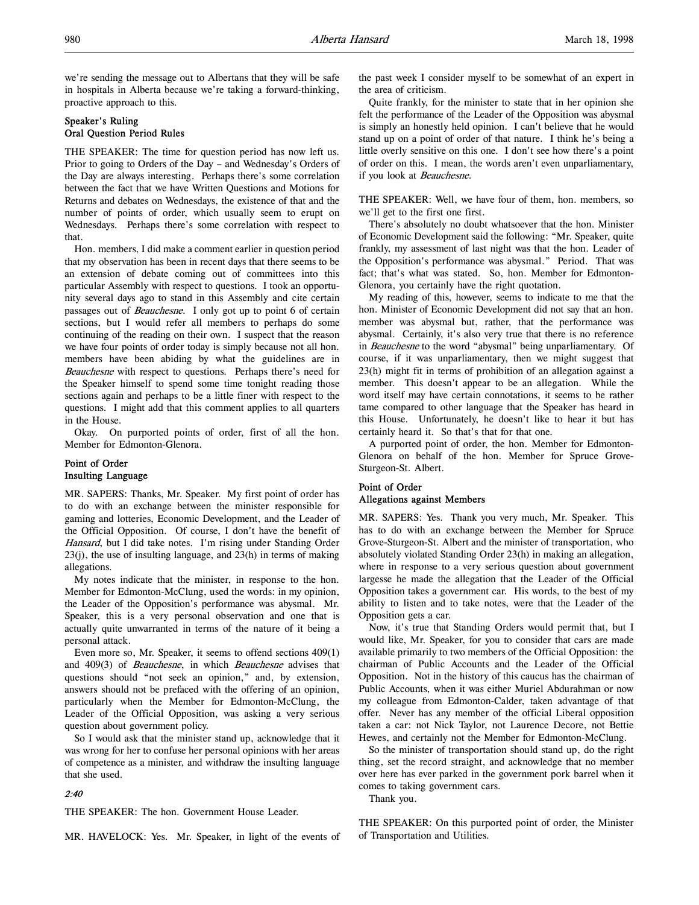we're sending the message out to Albertans that they will be safe in hospitals in Alberta because we're taking a forward-thinking, proactive approach to this.

### Speaker's Ruling
### Oral Question Period Rules

THE SPEAKER: The time for question period has now left us. Prior to going to Orders of the Day – and Wednesday's Orders of the Day are always interesting. Perhaps there's some correlation between the fact that we have Written Questions and Motions for Returns and debates on Wednesdays, the existence of that and the number of points of order, which usually seem to erupt on Wednesdays. Perhaps there's some correlation with respect to that.

Hon. members, I did make a comment earlier in question period that my observation has been in recent days that there seems to be an extension of debate coming out of committees into this particular Assembly with respect to questions. I took an opportunity several days ago to stand in this Assembly and cite certain passages out of *Beauchesne*. I only got up to point 6 of certain sections, but I would refer all members to perhaps do some continuing of the reading on their own. I suspect that the reason we have four points of order today is simply because not all hon. members have been abiding by what the guidelines are in *Beauchesne* with respect to questions. Perhaps there's need for the Speaker himself to spend some time tonight reading those sections again and perhaps to be a little finer with respect to the questions. I might add that this comment applies to all quarters in the House.

Okay. On purported points of order, first of all the hon. Member for Edmonton-Glenora.

### Point of Order
### Insulting Language

MR. SAPERS: Thanks, Mr. Speaker. My first point of order has to do with an exchange between the minister responsible for gaming and lotteries, Economic Development, and the Leader of the Official Opposition. Of course, I don't have the benefit of *Hansard*, but I did take notes. I'm rising under Standing Order 23(j), the use of insulting language, and 23(h) in terms of making allegations.

My notes indicate that the minister, in response to the hon. Member for Edmonton-McClung, used the words: in my opinion, the Leader of the Opposition's performance was abysmal. Mr. Speaker, this is a very personal observation and one that is actually quite unwarranted in terms of the nature of it being a personal attack.

Even more so, Mr. Speaker, it seems to offend sections 409(1) and 409(3) of *Beauchesne*, in which *Beauchesne* advises that questions should "not seek an opinion," and, by extension, answers should not be prefaced with the offering of an opinion, particularly when the Member for Edmonton-McClung, the Leader of the Official Opposition, was asking a very serious question about government policy.

So I would ask that the minister stand up, acknowledge that it was wrong for her to confuse her personal opinions with her areas of competence as a minister, and withdraw the insulting language that she used.

*2:40*

THE SPEAKER: The hon. Government House Leader.

MR. HAVELOCK: Yes. Mr. Speaker, in light of the events of the past week I consider myself to be somewhat of an expert in the area of criticism.

Quite frankly, for the minister to state that in her opinion she felt the performance of the Leader of the Opposition was abysmal is simply an honestly held opinion. I can't believe that he would stand up on a point of order of that nature. I think he's being a little overly sensitive on this one. I don't see how there's a point of order on this. I mean, the words aren't even unparliamentary, if you look at *Beauchesne*.

THE SPEAKER: Well, we have four of them, hon. members, so we'll get to the first one first.

There's absolutely no doubt whatsoever that the hon. Minister of Economic Development said the following: "Mr. Speaker, quite frankly, my assessment of last night was that the hon. Leader of the Opposition's performance was abysmal." Period. That was fact; that's what was stated. So, hon. Member for Edmonton-Glenora, you certainly have the right quotation.

My reading of this, however, seems to indicate to me that the hon. Minister of Economic Development did not say that an hon. member was abysmal but, rather, that the performance was abysmal. Certainly, it's also very true that there is no reference in *Beauchesne* to the word "abysmal" being unparliamentary. Of course, if it was unparliamentary, then we might suggest that 23(h) might fit in terms of prohibition of an allegation against a member. This doesn't appear to be an allegation. While the word itself may have certain connotations, it seems to be rather tame compared to other language that the Speaker has heard in this House. Unfortunately, he doesn't like to hear it but has certainly heard it. So that's that for that one.

A purported point of order, the hon. Member for Edmonton-Glenora on behalf of the hon. Member for Spruce Grove-Sturgeon-St. Albert.

### Point of Order
### Allegations against Members

MR. SAPERS: Yes. Thank you very much, Mr. Speaker. This has to do with an exchange between the Member for Spruce Grove-Sturgeon-St. Albert and the minister of transportation, who absolutely violated Standing Order 23(h) in making an allegation, where in response to a very serious question about government largesse he made the allegation that the Leader of the Official Opposition takes a government car. His words, to the best of my ability to listen and to take notes, were that the Leader of the Opposition gets a car.

Now, it's true that Standing Orders would permit that, but I would like, Mr. Speaker, for you to consider that cars are made available primarily to two members of the Official Opposition: the chairman of Public Accounts and the Leader of the Official Opposition. Not in the history of this caucus has the chairman of Public Accounts, when it was either Muriel Abdurahman or now my colleague from Edmonton-Calder, taken advantage of that offer. Never has any member of the official Liberal opposition taken a car: not Nick Taylor, not Laurence Decore, not Bettie Hewes, and certainly not the Member for Edmonton-McClung.

So the minister of transportation should stand up, do the right thing, set the record straight, and acknowledge that no member over here has ever parked in the government pork barrel when it comes to taking government cars.

Thank you.

THE SPEAKER: On this purported point of order, the Minister of Transportation and Utilities.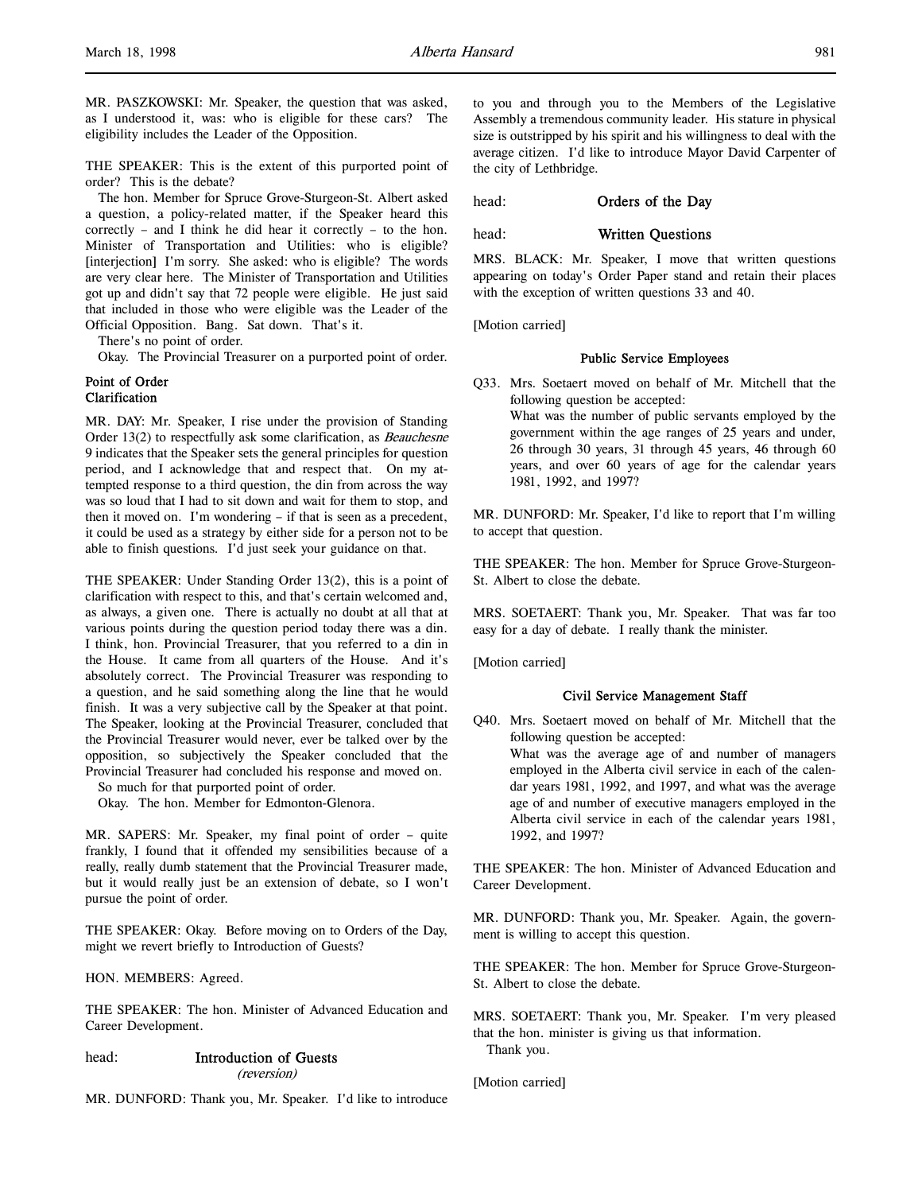MR. PASZKOWSKI: Mr. Speaker, the question that was asked, as I understood it, was: who is eligible for these cars? The eligibility includes the Leader of the Opposition.

THE SPEAKER: This is the extent of this purported point of order? This is the debate?

The hon. Member for Spruce Grove-Sturgeon-St. Albert asked a question, a policy-related matter, if the Speaker heard this correctly – and I think he did hear it correctly – to the hon. Minister of Transportation and Utilities: who is eligible? [interjection] I'm sorry. She asked: who is eligible? The words are very clear here. The Minister of Transportation and Utilities got up and didn't say that 72 people were eligible. He just said that included in those who were eligible was the Leader of the Official Opposition. Bang. Sat down. That's it.

There's no point of order.

Okay. The Provincial Treasurer on a purported point of order.

### Point of Order
### Clarification

MR. DAY: Mr. Speaker, I rise under the provision of Standing Order 13(2) to respectfully ask some clarification, as *Beauchesne* 9 indicates that the Speaker sets the general principles for question period, and I acknowledge that and respect that. On my attempted response to a third question, the din from across the way was so loud that I had to sit down and wait for them to stop, and then it moved on. I'm wondering – if that is seen as a precedent, it could be used as a strategy by either side for a person not to be able to finish questions. I'd just seek your guidance on that.

THE SPEAKER: Under Standing Order 13(2), this is a point of clarification with respect to this, and that's certain welcomed and, as always, a given one. There is actually no doubt at all that at various points during the question period today there was a din. I think, hon. Provincial Treasurer, that you referred to a din in the House. It came from all quarters of the House. And it's absolutely correct. The Provincial Treasurer was responding to a question, and he said something along the line that he would finish. It was a very subjective call by the Speaker at that point. The Speaker, looking at the Provincial Treasurer, concluded that the Provincial Treasurer would never, ever be talked over by the opposition, so subjectively the Speaker concluded that the Provincial Treasurer had concluded his response and moved on.

So much for that purported point of order.

Okay. The hon. Member for Edmonton-Glenora.

MR. SAPERS: Mr. Speaker, my final point of order – quite frankly, I found that it offended my sensibilities because of a really, really dumb statement that the Provincial Treasurer made, but it would really just be an extension of debate, so I won't pursue the point of order.

THE SPEAKER: Okay. Before moving on to Orders of the Day, might we revert briefly to Introduction of Guests?

HON. MEMBERS: Agreed.

THE SPEAKER: The hon. Minister of Advanced Education and Career Development.

## head: Introduction of Guests
*(reversion)*

MR. DUNFORD: Thank you, Mr. Speaker. I'd like to introduce to you and through you to the Members of the Legislative Assembly a tremendous community leader. His stature in physical size is outstripped by his spirit and his willingness to deal with the average citizen. I'd like to introduce Mayor David Carpenter of the city of Lethbridge.

## head: Orders of the Day

## head: Written Questions

MRS. BLACK: Mr. Speaker, I move that written questions appearing on today's Order Paper stand and retain their places with the exception of written questions 33 and 40.

[Motion carried]

### Public Service Employees

Q33. Mrs. Soetaert moved on behalf of Mr. Mitchell that the following question be accepted:
What was the number of public servants employed by the government within the age ranges of 25 years and under, 26 through 30 years, 31 through 45 years, 46 through 60 years, and over 60 years of age for the calendar years 1981, 1992, and 1997?

MR. DUNFORD: Mr. Speaker, I'd like to report that I'm willing to accept that question.

THE SPEAKER: The hon. Member for Spruce Grove-Sturgeon-St. Albert to close the debate.

MRS. SOETAERT: Thank you, Mr. Speaker. That was far too easy for a day of debate. I really thank the minister.

[Motion carried]

### Civil Service Management Staff

Q40. Mrs. Soetaert moved on behalf of Mr. Mitchell that the following question be accepted:
What was the average age of and number of managers employed in the Alberta civil service in each of the calendar years 1981, 1992, and 1997, and what was the average age of and number of executive managers employed in the Alberta civil service in each of the calendar years 1981, 1992, and 1997?

THE SPEAKER: The hon. Minister of Advanced Education and Career Development.

MR. DUNFORD: Thank you, Mr. Speaker. Again, the government is willing to accept this question.

THE SPEAKER: The hon. Member for Spruce Grove-Sturgeon-St. Albert to close the debate.

MRS. SOETAERT: Thank you, Mr. Speaker. I'm very pleased that the hon. minister is giving us that information.

Thank you.

[Motion carried]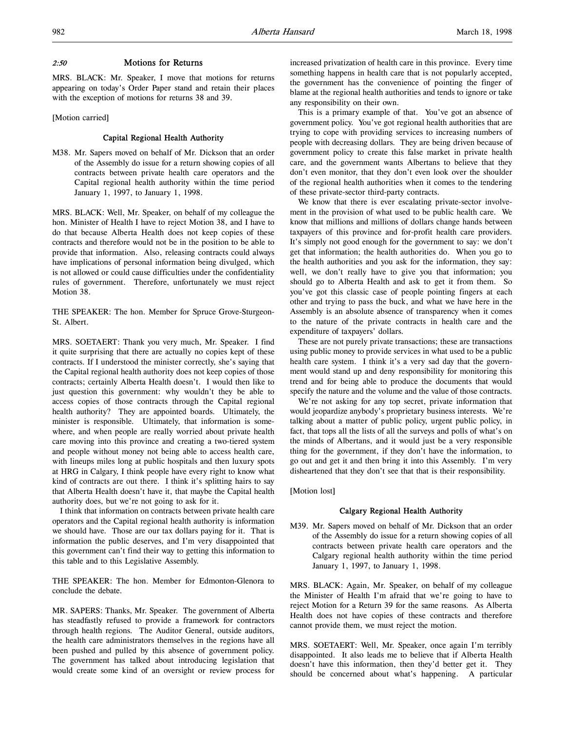*2:50* **Motions for Returns**

MRS. BLACK: Mr. Speaker, I move that motions for returns appearing on today's Order Paper stand and retain their places with the exception of motions for returns 38 and 39.

[Motion carried]

### Capital Regional Health Authority

M38. Mr. Sapers moved on behalf of Mr. Dickson that an order of the Assembly do issue for a return showing copies of all contracts between private health care operators and the Capital regional health authority within the time period January 1, 1997, to January 1, 1998.

MRS. BLACK: Well, Mr. Speaker, on behalf of my colleague the hon. Minister of Health I have to reject Motion 38, and I have to do that because Alberta Health does not keep copies of these contracts and therefore would not be in the position to be able to provide that information. Also, releasing contracts could always have implications of personal information being divulged, which is not allowed or could cause difficulties under the confidentiality rules of government. Therefore, unfortunately we must reject Motion 38.

THE SPEAKER: The hon. Member for Spruce Grove-Sturgeon-St. Albert.

MRS. SOETAERT: Thank you very much, Mr. Speaker. I find it quite surprising that there are actually no copies kept of these contracts. If I understood the minister correctly, she's saying that the Capital regional health authority does not keep copies of those contracts; certainly Alberta Health doesn't. I would then like to just question this government: why wouldn't they be able to access copies of those contracts through the Capital regional health authority? They are appointed boards. Ultimately, the minister is responsible. Ultimately, that information is somewhere, and when people are really worried about private health care moving into this province and creating a two-tiered system and people without money not being able to access health care, with lineups miles long at public hospitals and then luxury spots at HRG in Calgary, I think people have every right to know what kind of contracts are out there. I think it's splitting hairs to say that Alberta Health doesn't have it, that maybe the Capital health authority does, but we're not going to ask for it.

I think that information on contracts between private health care operators and the Capital regional health authority is information we should have. Those are our tax dollars paying for it. That is information the public deserves, and I'm very disappointed that this government can't find their way to getting this information to this table and to this Legislative Assembly.

THE SPEAKER: The hon. Member for Edmonton-Glenora to conclude the debate.

MR. SAPERS: Thanks, Mr. Speaker. The government of Alberta has steadfastly refused to provide a framework for contractors through health regions. The Auditor General, outside auditors, the health care administrators themselves in the regions have all been pushed and pulled by this absence of government policy. The government has talked about introducing legislation that would create some kind of an oversight or review process for increased privatization of health care in this province. Every time something happens in health care that is not popularly accepted, the government has the convenience of pointing the finger of blame at the regional health authorities and tends to ignore or take any responsibility on their own.

This is a primary example of that. You've got an absence of government policy. You've got regional health authorities that are trying to cope with providing services to increasing numbers of people with decreasing dollars. They are being driven because of government policy to create this false market in private health care, and the government wants Albertans to believe that they don't even monitor, that they don't even look over the shoulder of the regional health authorities when it comes to the tendering of these private-sector third-party contracts.

We know that there is ever escalating private-sector involvement in the provision of what used to be public health care. We know that millions and millions of dollars change hands between taxpayers of this province and for-profit health care providers. It's simply not good enough for the government to say: we don't get that information; the health authorities do. When you go to the health authorities and you ask for the information, they say: well, we don't really have to give you that information; you should go to Alberta Health and ask to get it from them. So you've got this classic case of people pointing fingers at each other and trying to pass the buck, and what we have here in the Assembly is an absolute absence of transparency when it comes to the nature of the private contracts in health care and the expenditure of taxpayers' dollars.

These are not purely private transactions; these are transactions using public money to provide services in what used to be a public health care system. I think it's a very sad day that the government would stand up and deny responsibility for monitoring this trend and for being able to produce the documents that would specify the nature and the volume and the value of those contracts.

We're not asking for any top secret, private information that would jeopardize anybody's proprietary business interests. We're talking about a matter of public policy, urgent public policy, in fact, that tops all the lists of all the surveys and polls of what's on the minds of Albertans, and it would just be a very responsible thing for the government, if they don't have the information, to go out and get it and then bring it into this Assembly. I'm very disheartened that they don't see that that is their responsibility.

[Motion lost]

### Calgary Regional Health Authority

M39. Mr. Sapers moved on behalf of Mr. Dickson that an order of the Assembly do issue for a return showing copies of all contracts between private health care operators and the Calgary regional health authority within the time period January 1, 1997, to January 1, 1998.

MRS. BLACK: Again, Mr. Speaker, on behalf of my colleague the Minister of Health I'm afraid that we're going to have to reject Motion for a Return 39 for the same reasons. As Alberta Health does not have copies of these contracts and therefore cannot provide them, we must reject the motion.

MRS. SOETAERT: Well, Mr. Speaker, once again I'm terribly disappointed. It also leads me to believe that if Alberta Health doesn't have this information, then they'd better get it. They should be concerned about what's happening. A particular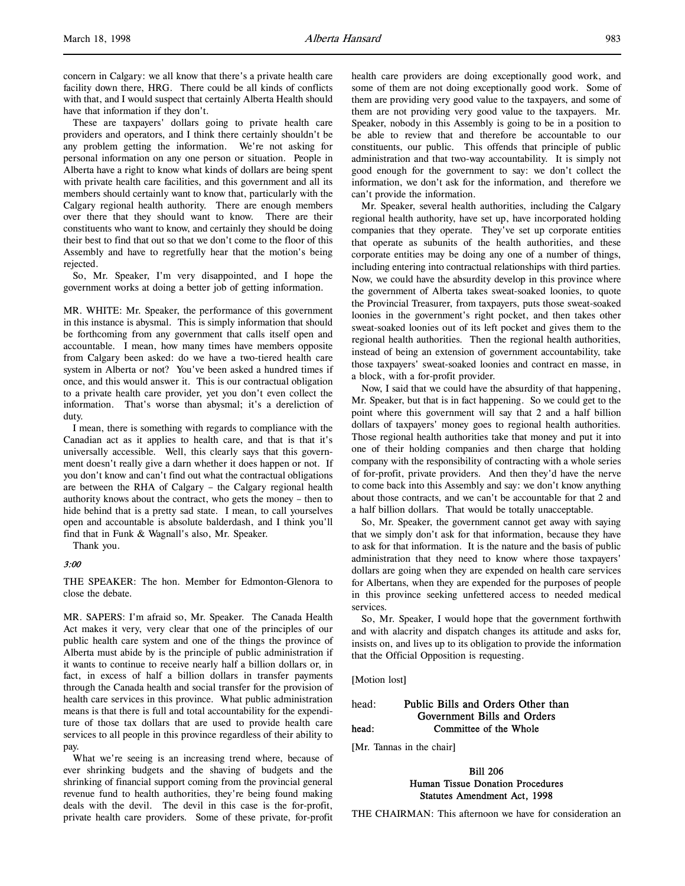concern in Calgary: we all know that there's a private health care facility down there, HRG. There could be all kinds of conflicts with that, and I would suspect that certainly Alberta Health should have that information if they don't.

These are taxpayers' dollars going to private health care providers and operators, and I think there certainly shouldn't be any problem getting the information. We're not asking for personal information on any one person or situation. People in Alberta have a right to know what kinds of dollars are being spent with private health care facilities, and this government and all its members should certainly want to know that, particularly with the Calgary regional health authority. There are enough members over there that they should want to know. There are their constituents who want to know, and certainly they should be doing their best to find that out so that we don't come to the floor of this Assembly and have to regretfully hear that the motion's being rejected.

So, Mr. Speaker, I'm very disappointed, and I hope the government works at doing a better job of getting information.

MR. WHITE: Mr. Speaker, the performance of this government in this instance is abysmal. This is simply information that should be forthcoming from any government that calls itself open and accountable. I mean, how many times have members opposite from Calgary been asked: do we have a two-tiered health care system in Alberta or not? You've been asked a hundred times if once, and this would answer it. This is our contractual obligation to a private health care provider, yet you don't even collect the information. That's worse than abysmal; it's a dereliction of duty.

I mean, there is something with regards to compliance with the Canadian act as it applies to health care, and that is that it's universally accessible. Well, this clearly says that this government doesn't really give a darn whether it does happen or not. If you don't know and can't find out what the contractual obligations are between the RHA of Calgary – the Calgary regional health authority knows about the contract, who gets the money – then to hide behind that is a pretty sad state. I mean, to call yourselves open and accountable is absolute balderdash, and I think you'll find that in Funk & Wagnall's also, Mr. Speaker.

Thank you.

*3:00*

THE SPEAKER: The hon. Member for Edmonton-Glenora to close the debate.

MR. SAPERS: I'm afraid so, Mr. Speaker. The Canada Health Act makes it very, very clear that one of the principles of our public health care system and one of the things the province of Alberta must abide by is the principle of public administration if it wants to continue to receive nearly half a billion dollars or, in fact, in excess of half a billion dollars in transfer payments through the Canada health and social transfer for the provision of health care services in this province. What public administration means is that there is full and total accountability for the expenditure of those tax dollars that are used to provide health care services to all people in this province regardless of their ability to pay.

What we're seeing is an increasing trend where, because of ever shrinking budgets and the shaving of budgets and the shrinking of financial support coming from the provincial general revenue fund to health authorities, they're being found making deals with the devil. The devil in this case is the for-profit, private health care providers. Some of these private, for-profit health care providers are doing exceptionally good work, and some of them are not doing exceptionally good work. Some of them are providing very good value to the taxpayers, and some of them are not providing very good value to the taxpayers. Mr. Speaker, nobody in this Assembly is going to be in a position to be able to review that and therefore be accountable to our constituents, our public. This offends that principle of public administration and that two-way accountability. It is simply not good enough for the government to say: we don't collect the information, we don't ask for the information, and therefore we can't provide the information.

Mr. Speaker, several health authorities, including the Calgary regional health authority, have set up, have incorporated holding companies that they operate. They've set up corporate entities that operate as subunits of the health authorities, and these corporate entities may be doing any one of a number of things, including entering into contractual relationships with third parties. Now, we could have the absurdity develop in this province where the government of Alberta takes sweat-soaked loonies, to quote the Provincial Treasurer, from taxpayers, puts those sweat-soaked loonies in the government's right pocket, and then takes other sweat-soaked loonies out of its left pocket and gives them to the regional health authorities. Then the regional health authorities, instead of being an extension of government accountability, take those taxpayers' sweat-soaked loonies and contract en masse, in a block, with a for-profit provider.

Now, I said that we could have the absurdity of that happening, Mr. Speaker, but that is in fact happening. So we could get to the point where this government will say that 2 and a half billion dollars of taxpayers' money goes to regional health authorities. Those regional health authorities take that money and put it into one of their holding companies and then charge that holding company with the responsibility of contracting with a whole series of for-profit, private providers. And then they'd have the nerve to come back into this Assembly and say: we don't know anything about those contracts, and we can't be accountable for that 2 and a half billion dollars. That would be totally unacceptable.

So, Mr. Speaker, the government cannot get away with saying that we simply don't ask for that information, because they have to ask for that information. It is the nature and the basis of public administration that they need to know where those taxpayers' dollars are going when they are expended on health care services for Albertans, when they are expended for the purposes of people in this province seeking unfettered access to needed medical services.

So, Mr. Speaker, I would hope that the government forthwith and with alacrity and dispatch changes its attitude and asks for, insists on, and lives up to its obligation to provide the information that the Official Opposition is requesting.

[Motion lost]

head: **Public Bills and Orders Other than Government Bills and Orders**

head: **Committee of the Whole**

[Mr. Tannas in the chair]

## Bill 206
## Human Tissue Donation Procedures Statutes Amendment Act, 1998

THE CHAIRMAN: This afternoon we have for consideration an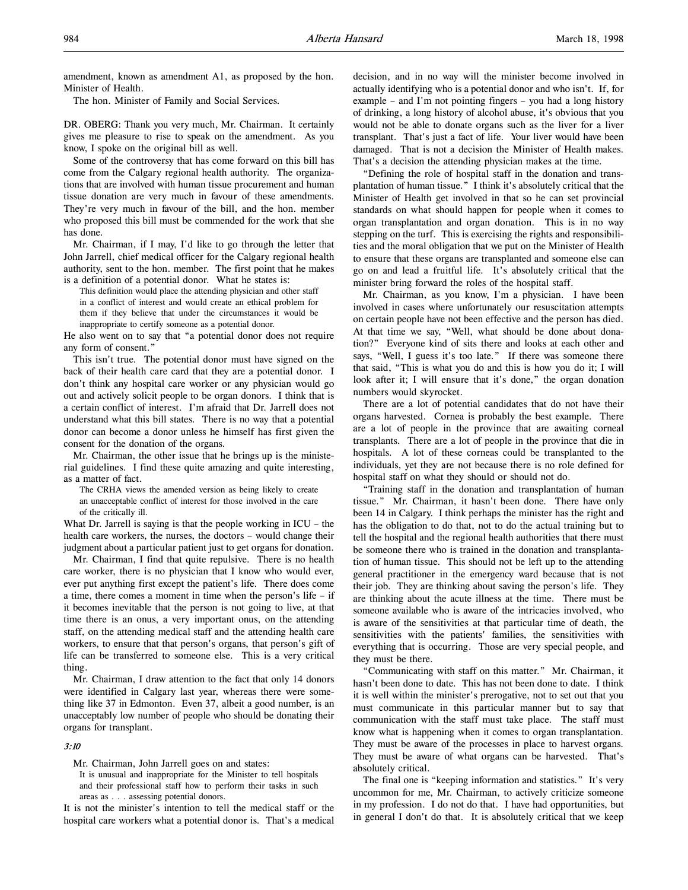amendment, known as amendment A1, as proposed by the hon. Minister of Health.

The hon. Minister of Family and Social Services.

DR. OBERG: Thank you very much, Mr. Chairman. It certainly gives me pleasure to rise to speak on the amendment. As you know, I spoke on the original bill as well.

Some of the controversy that has come forward on this bill has come from the Calgary regional health authority. The organizations that are involved with human tissue procurement and human tissue donation are very much in favour of these amendments. They're very much in favour of the bill, and the hon. member who proposed this bill must be commended for the work that she has done.

Mr. Chairman, if I may, I'd like to go through the letter that John Jarrell, chief medical officer for the Calgary regional health authority, sent to the hon. member. The first point that he makes is a definition of a potential donor. What he states is:

> This definition would place the attending physician and other staff in a conflict of interest and would create an ethical problem for them if they believe that under the circumstances it would be inappropriate to certify someone as a potential donor.

He also went on to say that "a potential donor does not require any form of consent."

This isn't true. The potential donor must have signed on the back of their health care card that they are a potential donor. I don't think any hospital care worker or any physician would go out and actively solicit people to be organ donors. I think that is a certain conflict of interest. I'm afraid that Dr. Jarrell does not understand what this bill states. There is no way that a potential donor can become a donor unless he himself has first given the consent for the donation of the organs.

Mr. Chairman, the other issue that he brings up is the ministerial guidelines. I find these quite amazing and quite interesting, as a matter of fact.

> The CRHA views the amended version as being likely to create an unacceptable conflict of interest for those involved in the care of the critically ill.

What Dr. Jarrell is saying is that the people working in ICU – the health care workers, the nurses, the doctors – would change their judgment about a particular patient just to get organs for donation.

Mr. Chairman, I find that quite repulsive. There is no health care worker, there is no physician that I know who would ever, ever put anything first except the patient's life. There does come a time, there comes a moment in time when the person's life – if it becomes inevitable that the person is not going to live, at that time there is an onus, a very important onus, on the attending staff, on the attending medical staff and the attending health care workers, to ensure that that person's organs, that person's gift of life can be transferred to someone else. This is a very critical thing.

Mr. Chairman, I draw attention to the fact that only 14 donors were identified in Calgary last year, whereas there were something like 37 in Edmonton. Even 37, albeit a good number, is an unacceptably low number of people who should be donating their organs for transplant.

*3:10*

Mr. Chairman, John Jarrell goes on and states:

> It is unusual and inappropriate for the Minister to tell hospitals and their professional staff how to perform their tasks in such areas as . . . assessing potential donors.

It is not the minister's intention to tell the medical staff or the hospital care workers what a potential donor is. That's a medical decision, and in no way will the minister become involved in actually identifying who is a potential donor and who isn't. If, for example – and I'm not pointing fingers – you had a long history of drinking, a long history of alcohol abuse, it's obvious that you would not be able to donate organs such as the liver for a liver transplant. That's just a fact of life. Your liver would have been damaged. That is not a decision the Minister of Health makes. That's a decision the attending physician makes at the time.

"Defining the role of hospital staff in the donation and transplantation of human tissue." I think it's absolutely critical that the Minister of Health get involved in that so he can set provincial standards on what should happen for people when it comes to organ transplantation and organ donation. This is in no way stepping on the turf. This is exercising the rights and responsibilities and the moral obligation that we put on the Minister of Health to ensure that these organs are transplanted and someone else can go on and lead a fruitful life. It's absolutely critical that the minister bring forward the roles of the hospital staff.

Mr. Chairman, as you know, I'm a physician. I have been involved in cases where unfortunately our resuscitation attempts on certain people have not been effective and the person has died. At that time we say, "Well, what should be done about donation?" Everyone kind of sits there and looks at each other and says, "Well, I guess it's too late." If there was someone there that said, "This is what you do and this is how you do it; I will look after it; I will ensure that it's done," the organ donation numbers would skyrocket.

There are a lot of potential candidates that do not have their organs harvested. Cornea is probably the best example. There are a lot of people in the province that are awaiting corneal transplants. There are a lot of people in the province that die in hospitals. A lot of these corneas could be transplanted to the individuals, yet they are not because there is no role defined for hospital staff on what they should or should not do.

"Training staff in the donation and transplantation of human tissue." Mr. Chairman, it hasn't been done. There have only been 14 in Calgary. I think perhaps the minister has the right and has the obligation to do that, not to do the actual training but to tell the hospital and the regional health authorities that there must be someone there who is trained in the donation and transplantation of human tissue. This should not be left up to the attending general practitioner in the emergency ward because that is not their job. They are thinking about saving the person's life. They are thinking about the acute illness at the time. There must be someone available who is aware of the intricacies involved, who is aware of the sensitivities at that particular time of death, the sensitivities with the patients' families, the sensitivities with everything that is occurring. Those are very special people, and they must be there.

"Communicating with staff on this matter." Mr. Chairman, it hasn't been done to date. This has not been done to date. I think it is well within the minister's prerogative, not to set out that you must communicate in this particular manner but to say that communication with the staff must take place. The staff must know what is happening when it comes to organ transplantation. They must be aware of the processes in place to harvest organs. They must be aware of what organs can be harvested. That's absolutely critical.

The final one is "keeping information and statistics." It's very uncommon for me, Mr. Chairman, to actively criticize someone in my profession. I do not do that. I have had opportunities, but in general I don't do that. It is absolutely critical that we keep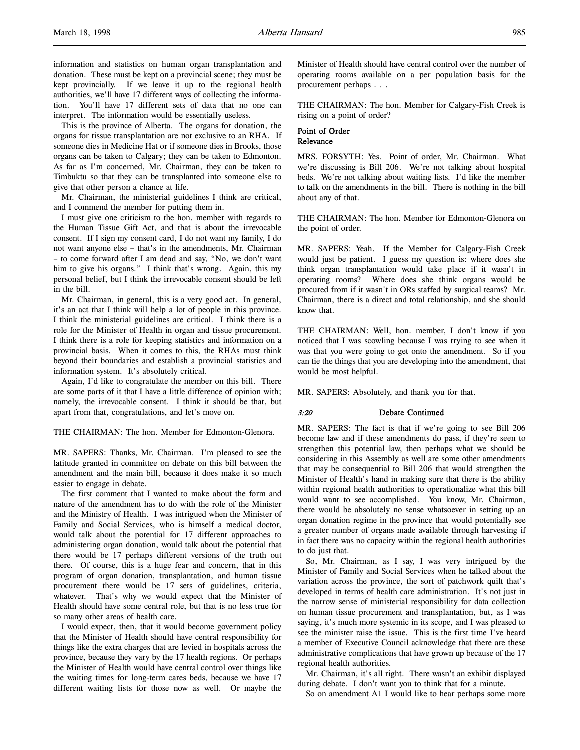information and statistics on human organ transplantation and donation. These must be kept on a provincial scene; they must be kept provincially. If we leave it up to the regional health authorities, we'll have 17 different ways of collecting the information. You'll have 17 different sets of data that no one can interpret. The information would be essentially useless.

This is the province of Alberta. The organs for donation, the organs for tissue transplantation are not exclusive to an RHA. If someone dies in Medicine Hat or if someone dies in Brooks, those organs can be taken to Calgary; they can be taken to Edmonton. As far as I'm concerned, Mr. Chairman, they can be taken to Timbuktu so that they can be transplanted into someone else to give that other person a chance at life.

Mr. Chairman, the ministerial guidelines I think are critical, and I commend the member for putting them in.

I must give one criticism to the hon. member with regards to the Human Tissue Gift Act, and that is about the irrevocable consent. If I sign my consent card, I do not want my family, I do not want anyone else – that's in the amendments, Mr. Chairman – to come forward after I am dead and say, "No, we don't want him to give his organs." I think that's wrong. Again, this my personal belief, but I think the irrevocable consent should be left in the bill.

Mr. Chairman, in general, this is a very good act. In general, it's an act that I think will help a lot of people in this province. I think the ministerial guidelines are critical. I think there is a role for the Minister of Health in organ and tissue procurement. I think there is a role for keeping statistics and information on a provincial basis. When it comes to this, the RHAs must think beyond their boundaries and establish a provincial statistics and information system. It's absolutely critical.

Again, I'd like to congratulate the member on this bill. There are some parts of it that I have a little difference of opinion with; namely, the irrevocable consent. I think it should be that, but apart from that, congratulations, and let's move on.

THE CHAIRMAN: The hon. Member for Edmonton-Glenora.

MR. SAPERS: Thanks, Mr. Chairman. I'm pleased to see the latitude granted in committee on debate on this bill between the amendment and the main bill, because it does make it so much easier to engage in debate.

The first comment that I wanted to make about the form and nature of the amendment has to do with the role of the Minister and the Ministry of Health. I was intrigued when the Minister of Family and Social Services, who is himself a medical doctor, would talk about the potential for 17 different approaches to administering organ donation, would talk about the potential that there would be 17 perhaps different versions of the truth out there. Of course, this is a huge fear and concern, that in this program of organ donation, transplantation, and human tissue procurement there would be 17 sets of guidelines, criteria, whatever. That's why we would expect that the Minister of Health should have some central role, but that is no less true for so many other areas of health care.

I would expect, then, that it would become government policy that the Minister of Health should have central responsibility for things like the extra charges that are levied in hospitals across the province, because they vary by the 17 health regions. Or perhaps the Minister of Health would have central control over things like the waiting times for long-term cares beds, because we have 17 different waiting lists for those now as well. Or maybe the Minister of Health should have central control over the number of operating rooms available on a per population basis for the procurement perhaps . . .

THE CHAIRMAN: The hon. Member for Calgary-Fish Creek is rising on a point of order?

**Point of Order**
**Relevance**

MRS. FORSYTH: Yes. Point of order, Mr. Chairman. What we're discussing is Bill 206. We're not talking about hospital beds. We're not talking about waiting lists. I'd like the member to talk on the amendments in the bill. There is nothing in the bill about any of that.

THE CHAIRMAN: The hon. Member for Edmonton-Glenora on the point of order.

MR. SAPERS: Yeah. If the Member for Calgary-Fish Creek would just be patient. I guess my question is: where does she think organ transplantation would take place if it wasn't in operating rooms? Where does she think organs would be procured from if it wasn't in ORs staffed by surgical teams? Mr. Chairman, there is a direct and total relationship, and she should know that.

THE CHAIRMAN: Well, hon. member, I don't know if you noticed that I was scowling because I was trying to see when it was that you were going to get onto the amendment. So if you can tie the things that you are developing into the amendment, that would be most helpful.

MR. SAPERS: Absolutely, and thank you for that.

*3:20* **Debate Continued**

MR. SAPERS: The fact is that if we're going to see Bill 206 become law and if these amendments do pass, if they're seen to strengthen this potential law, then perhaps what we should be considering in this Assembly as well are some other amendments that may be consequential to Bill 206 that would strengthen the Minister of Health's hand in making sure that there is the ability within regional health authorities to operationalize what this bill would want to see accomplished. You know, Mr. Chairman, there would be absolutely no sense whatsoever in setting up an organ donation regime in the province that would potentially see a greater number of organs made available through harvesting if in fact there was no capacity within the regional health authorities to do just that.

So, Mr. Chairman, as I say, I was very intrigued by the Minister of Family and Social Services when he talked about the variation across the province, the sort of patchwork quilt that's developed in terms of health care administration. It's not just in the narrow sense of ministerial responsibility for data collection on human tissue procurement and transplantation, but, as I was saying, it's much more systemic in its scope, and I was pleased to see the minister raise the issue. This is the first time I've heard a member of Executive Council acknowledge that there are these administrative complications that have grown up because of the 17 regional health authorities.

Mr. Chairman, it's all right. There wasn't an exhibit displayed during debate. I don't want you to think that for a minute.

So on amendment A1 I would like to hear perhaps some more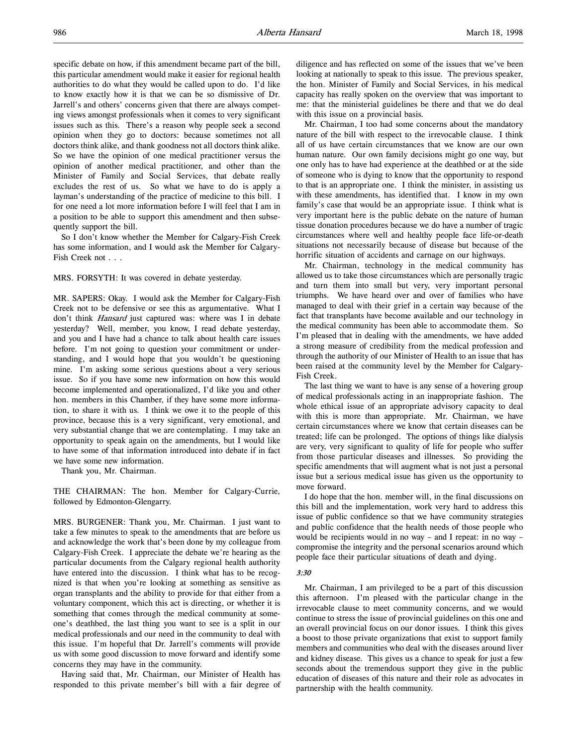specific debate on how, if this amendment became part of the bill, this particular amendment would make it easier for regional health authorities to do what they would be called upon to do. I'd like to know exactly how it is that we can be so dismissive of Dr. Jarrell's and others' concerns given that there are always competing views amongst professionals when it comes to very significant issues such as this. There's a reason why people seek a second opinion when they go to doctors: because sometimes not all doctors think alike, and thank goodness not all doctors think alike. So we have the opinion of one medical practitioner versus the opinion of another medical practitioner, and other than the Minister of Family and Social Services, that debate really excludes the rest of us. So what we have to do is apply a layman's understanding of the practice of medicine to this bill. I for one need a lot more information before I will feel that I am in a position to be able to support this amendment and then subsequently support the bill.

So I don't know whether the Member for Calgary-Fish Creek has some information, and I would ask the Member for Calgary-Fish Creek not . . .

MRS. FORSYTH: It was covered in debate yesterday.

MR. SAPERS: Okay. I would ask the Member for Calgary-Fish Creek not to be defensive or see this as argumentative. What I don't think *Hansard* just captured was: where was I in debate yesterday? Well, member, you know, I read debate yesterday, and you and I have had a chance to talk about health care issues before. I'm not going to question your commitment or understanding, and I would hope that you wouldn't be questioning mine. I'm asking some serious questions about a very serious issue. So if you have some new information on how this would become implemented and operationalized, I'd like you and other hon. members in this Chamber, if they have some more information, to share it with us. I think we owe it to the people of this province, because this is a very significant, very emotional, and very substantial change that we are contemplating. I may take an opportunity to speak again on the amendments, but I would like to have some of that information introduced into debate if in fact we have some new information.

Thank you, Mr. Chairman.

THE CHAIRMAN: The hon. Member for Calgary-Currie, followed by Edmonton-Glengarry.

MRS. BURGENER: Thank you, Mr. Chairman. I just want to take a few minutes to speak to the amendments that are before us and acknowledge the work that's been done by my colleague from Calgary-Fish Creek. I appreciate the debate we're hearing as the particular documents from the Calgary regional health authority have entered into the discussion. I think what has to be recognized is that when you're looking at something as sensitive as organ transplants and the ability to provide for that either from a voluntary component, which this act is directing, or whether it is something that comes through the medical community at someone's deathbed, the last thing you want to see is a split in our medical professionals and our need in the community to deal with this issue. I'm hopeful that Dr. Jarrell's comments will provide us with some good discussion to move forward and identify some concerns they may have in the community.

Having said that, Mr. Chairman, our Minister of Health has responded to this private member's bill with a fair degree of diligence and has reflected on some of the issues that we've been looking at nationally to speak to this issue. The previous speaker, the hon. Minister of Family and Social Services, in his medical capacity has really spoken on the overview that was important to me: that the ministerial guidelines be there and that we do deal with this issue on a provincial basis.

Mr. Chairman, I too had some concerns about the mandatory nature of the bill with respect to the irrevocable clause. I think all of us have certain circumstances that we know are our own human nature. Our own family decisions might go one way, but one only has to have had experience at the deathbed or at the side of someone who is dying to know that the opportunity to respond to that is an appropriate one. I think the minister, in assisting us with these amendments, has identified that. I know in my own family's case that would be an appropriate issue. I think what is very important here is the public debate on the nature of human tissue donation procedures because we do have a number of tragic circumstances where well and healthy people face life-or-death situations not necessarily because of disease but because of the horrific situation of accidents and carnage on our highways.

Mr. Chairman, technology in the medical community has allowed us to take those circumstances which are personally tragic and turn them into small but very, very important personal triumphs. We have heard over and over of families who have managed to deal with their grief in a certain way because of the fact that transplants have become available and our technology in the medical community has been able to accommodate them. So I'm pleased that in dealing with the amendments, we have added a strong measure of credibility from the medical profession and through the authority of our Minister of Health to an issue that has been raised at the community level by the Member for Calgary-Fish Creek.

The last thing we want to have is any sense of a hovering group of medical professionals acting in an inappropriate fashion. The whole ethical issue of an appropriate advisory capacity to deal with this is more than appropriate. Mr. Chairman, we have certain circumstances where we know that certain diseases can be treated; life can be prolonged. The options of things like dialysis are very, very significant to quality of life for people who suffer from those particular diseases and illnesses. So providing the specific amendments that will augment what is not just a personal issue but a serious medical issue has given us the opportunity to move forward.

I do hope that the hon. member will, in the final discussions on this bill and the implementation, work very hard to address this issue of public confidence so that we have community strategies and public confidence that the health needs of those people who would be recipients would in no way – and I repeat: in no way – compromise the integrity and the personal scenarios around which people face their particular situations of death and dying.

*3:30*

Mr. Chairman, I am privileged to be a part of this discussion this afternoon. I'm pleased with the particular change in the irrevocable clause to meet community concerns, and we would continue to stress the issue of provincial guidelines on this one and an overall provincial focus on our donor issues. I think this gives a boost to those private organizations that exist to support family members and communities who deal with the diseases around liver and kidney disease. This gives us a chance to speak for just a few seconds about the tremendous support they give in the public education of diseases of this nature and their role as advocates in partnership with the health community.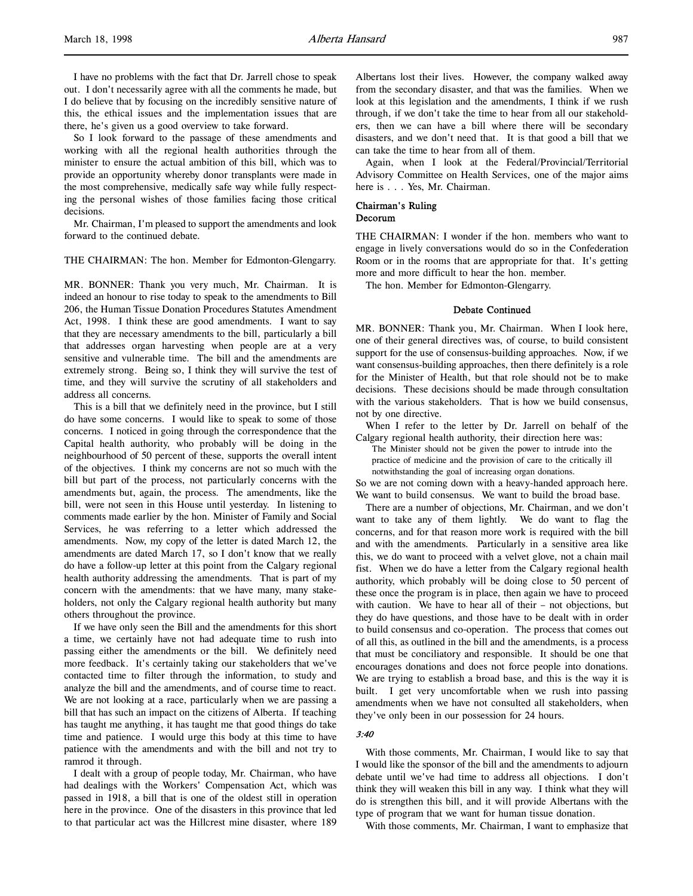I have no problems with the fact that Dr. Jarrell chose to speak out. I don't necessarily agree with all the comments he made, but I do believe that by focusing on the incredibly sensitive nature of this, the ethical issues and the implementation issues that are there, he's given us a good overview to take forward.

So I look forward to the passage of these amendments and working with all the regional health authorities through the minister to ensure the actual ambition of this bill, which was to provide an opportunity whereby donor transplants were made in the most comprehensive, medically safe way while fully respecting the personal wishes of those families facing those critical decisions.

Mr. Chairman, I'm pleased to support the amendments and look forward to the continued debate.

THE CHAIRMAN: The hon. Member for Edmonton-Glengarry.

MR. BONNER: Thank you very much, Mr. Chairman. It is indeed an honour to rise today to speak to the amendments to Bill 206, the Human Tissue Donation Procedures Statutes Amendment Act, 1998. I think these are good amendments. I want to say that they are necessary amendments to the bill, particularly a bill that addresses organ harvesting when people are at a very sensitive and vulnerable time. The bill and the amendments are extremely strong. Being so, I think they will survive the test of time, and they will survive the scrutiny of all stakeholders and address all concerns.

This is a bill that we definitely need in the province, but I still do have some concerns. I would like to speak to some of those concerns. I noticed in going through the correspondence that the Capital health authority, who probably will be doing in the neighbourhood of 50 percent of these, supports the overall intent of the objectives. I think my concerns are not so much with the bill but part of the process, not particularly concerns with the amendments but, again, the process. The amendments, like the bill, were not seen in this House until yesterday. In listening to comments made earlier by the hon. Minister of Family and Social Services, he was referring to a letter which addressed the amendments. Now, my copy of the letter is dated March 12, the amendments are dated March 17, so I don't know that we really do have a follow-up letter at this point from the Calgary regional health authority addressing the amendments. That is part of my concern with the amendments: that we have many, many stakeholders, not only the Calgary regional health authority but many others throughout the province.

If we have only seen the Bill and the amendments for this short a time, we certainly have not had adequate time to rush into passing either the amendments or the bill. We definitely need more feedback. It's certainly taking our stakeholders that we've contacted time to filter through the information, to study and analyze the bill and the amendments, and of course time to react. We are not looking at a race, particularly when we are passing a bill that has such an impact on the citizens of Alberta. If teaching has taught me anything, it has taught me that good things do take time and patience. I would urge this body at this time to have patience with the amendments and with the bill and not try to ramrod it through.

I dealt with a group of people today, Mr. Chairman, who have had dealings with the Workers' Compensation Act, which was passed in 1918, a bill that is one of the oldest still in operation here in the province. One of the disasters in this province that led to that particular act was the Hillcrest mine disaster, where 189 Albertans lost their lives. However, the company walked away from the secondary disaster, and that was the families. When we look at this legislation and the amendments, I think if we rush through, if we don't take the time to hear from all our stakeholders, then we can have a bill where there will be secondary disasters, and we don't need that. It is that good a bill that we can take the time to hear from all of them.

Again, when I look at the Federal/Provincial/Territorial Advisory Committee on Health Services, one of the major aims here is . . . Yes, Mr. Chairman.

### Chairman's Ruling
### Decorum

THE CHAIRMAN: I wonder if the hon. members who want to engage in lively conversations would do so in the Confederation Room or in the rooms that are appropriate for that. It's getting more and more difficult to hear the hon. member.

The hon. Member for Edmonton-Glengarry.

### Debate Continued

MR. BONNER: Thank you, Mr. Chairman. When I look here, one of their general directives was, of course, to build consistent support for the use of consensus-building approaches. Now, if we want consensus-building approaches, then there definitely is a role for the Minister of Health, but that role should not be to make decisions. These decisions should be made through consultation with the various stakeholders. That is how we build consensus, not by one directive.

When I refer to the letter by Dr. Jarrell on behalf of the Calgary regional health authority, their direction here was:

> The Minister should not be given the power to intrude into the practice of medicine and the provision of care to the critically ill notwithstanding the goal of increasing organ donations.

So we are not coming down with a heavy-handed approach here. We want to build consensus. We want to build the broad base.

There are a number of objections, Mr. Chairman, and we don't want to take any of them lightly. We do want to flag the concerns, and for that reason more work is required with the bill and with the amendments. Particularly in a sensitive area like this, we do want to proceed with a velvet glove, not a chain mail fist. When we do have a letter from the Calgary regional health authority, which probably will be doing close to 50 percent of these once the program is in place, then again we have to proceed with caution. We have to hear all of their – not objections, but they do have questions, and those have to be dealt with in order to build consensus and co-operation. The process that comes out of all this, as outlined in the bill and the amendments, is a process that must be conciliatory and responsible. It should be one that encourages donations and does not force people into donations. We are trying to establish a broad base, and this is the way it is built. I get very uncomfortable when we rush into passing amendments when we have not consulted all stakeholders, when they've only been in our possession for 24 hours.

*3:40*

With those comments, Mr. Chairman, I would like to say that I would like the sponsor of the bill and the amendments to adjourn debate until we've had time to address all objections. I don't think they will weaken this bill in any way. I think what they will do is strengthen this bill, and it will provide Albertans with the type of program that we want for human tissue donation.

With those comments, Mr. Chairman, I want to emphasize that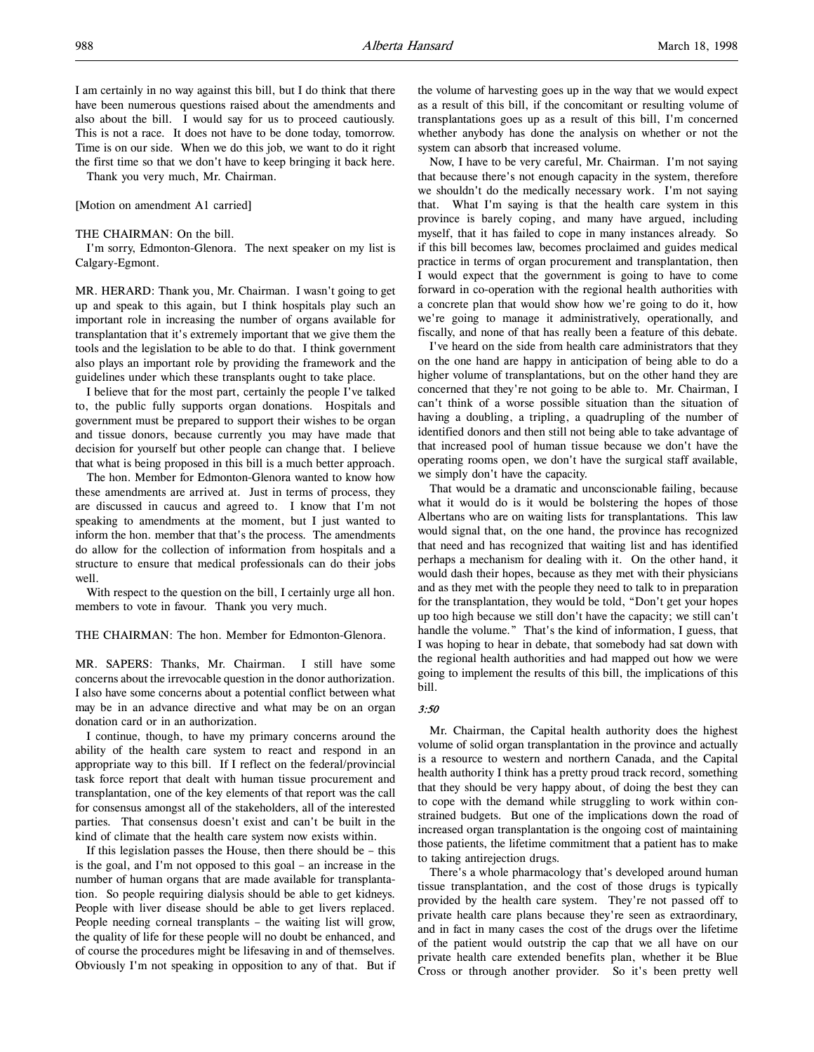I am certainly in no way against this bill, but I do think that there have been numerous questions raised about the amendments and also about the bill. I would say for us to proceed cautiously. This is not a race. It does not have to be done today, tomorrow. Time is on our side. When we do this job, we want to do it right the first time so that we don't have to keep bringing it back here.

Thank you very much, Mr. Chairman.

[Motion on amendment A1 carried]

THE CHAIRMAN: On the bill.

I'm sorry, Edmonton-Glenora. The next speaker on my list is Calgary-Egmont.

MR. HERARD: Thank you, Mr. Chairman. I wasn't going to get up and speak to this again, but I think hospitals play such an important role in increasing the number of organs available for transplantation that it's extremely important that we give them the tools and the legislation to be able to do that. I think government also plays an important role by providing the framework and the guidelines under which these transplants ought to take place.

I believe that for the most part, certainly the people I've talked to, the public fully supports organ donations. Hospitals and government must be prepared to support their wishes to be organ and tissue donors, because currently you may have made that decision for yourself but other people can change that. I believe that what is being proposed in this bill is a much better approach.

The hon. Member for Edmonton-Glenora wanted to know how these amendments are arrived at. Just in terms of process, they are discussed in caucus and agreed to. I know that I'm not speaking to amendments at the moment, but I just wanted to inform the hon. member that that's the process. The amendments do allow for the collection of information from hospitals and a structure to ensure that medical professionals can do their jobs well.

With respect to the question on the bill, I certainly urge all hon. members to vote in favour. Thank you very much.

THE CHAIRMAN: The hon. Member for Edmonton-Glenora.

MR. SAPERS: Thanks, Mr. Chairman. I still have some concerns about the irrevocable question in the donor authorization. I also have some concerns about a potential conflict between what may be in an advance directive and what may be on an organ donation card or in an authorization.

I continue, though, to have my primary concerns around the ability of the health care system to react and respond in an appropriate way to this bill. If I reflect on the federal/provincial task force report that dealt with human tissue procurement and transplantation, one of the key elements of that report was the call for consensus amongst all of the stakeholders, all of the interested parties. That consensus doesn't exist and can't be built in the kind of climate that the health care system now exists within.

If this legislation passes the House, then there should be – this is the goal, and I'm not opposed to this goal – an increase in the number of human organs that are made available for transplantation. So people requiring dialysis should be able to get kidneys. People with liver disease should be able to get livers replaced. People needing corneal transplants – the waiting list will grow, the quality of life for these people will no doubt be enhanced, and of course the procedures might be lifesaving in and of themselves. Obviously I'm not speaking in opposition to any of that. But if the volume of harvesting goes up in the way that we would expect as a result of this bill, if the concomitant or resulting volume of transplantations goes up as a result of this bill, I'm concerned whether anybody has done the analysis on whether or not the system can absorb that increased volume.

Now, I have to be very careful, Mr. Chairman. I'm not saying that because there's not enough capacity in the system, therefore we shouldn't do the medically necessary work. I'm not saying that. What I'm saying is that the health care system in this province is barely coping, and many have argued, including myself, that it has failed to cope in many instances already. So if this bill becomes law, becomes proclaimed and guides medical practice in terms of organ procurement and transplantation, then I would expect that the government is going to have to come forward in co-operation with the regional health authorities with a concrete plan that would show how we're going to do it, how we're going to manage it administratively, operationally, and fiscally, and none of that has really been a feature of this debate.

I've heard on the side from health care administrators that they on the one hand are happy in anticipation of being able to do a higher volume of transplantations, but on the other hand they are concerned that they're not going to be able to. Mr. Chairman, I can't think of a worse possible situation than the situation of having a doubling, a tripling, a quadrupling of the number of identified donors and then still not being able to take advantage of that increased pool of human tissue because we don't have the operating rooms open, we don't have the surgical staff available, we simply don't have the capacity.

That would be a dramatic and unconscionable failing, because what it would do is it would be bolstering the hopes of those Albertans who are on waiting lists for transplantations. This law would signal that, on the one hand, the province has recognized that need and has recognized that waiting list and has identified perhaps a mechanism for dealing with it. On the other hand, it would dash their hopes, because as they met with their physicians and as they met with the people they need to talk to in preparation for the transplantation, they would be told, "Don't get your hopes up too high because we still don't have the capacity; we still can't handle the volume." That's the kind of information, I guess, that I was hoping to hear in debate, that somebody had sat down with the regional health authorities and had mapped out how we were going to implement the results of this bill, the implications of this bill.

*3:50*

Mr. Chairman, the Capital health authority does the highest volume of solid organ transplantation in the province and actually is a resource to western and northern Canada, and the Capital health authority I think has a pretty proud track record, something that they should be very happy about, of doing the best they can to cope with the demand while struggling to work within constrained budgets. But one of the implications down the road of increased organ transplantation is the ongoing cost of maintaining those patients, the lifetime commitment that a patient has to make to taking antirejection drugs.

There's a whole pharmacology that's developed around human tissue transplantation, and the cost of those drugs is typically provided by the health care system. They're not passed off to private health care plans because they're seen as extraordinary, and in fact in many cases the cost of the drugs over the lifetime of the patient would outstrip the cap that we all have on our private health care extended benefits plan, whether it be Blue Cross or through another provider. So it's been pretty well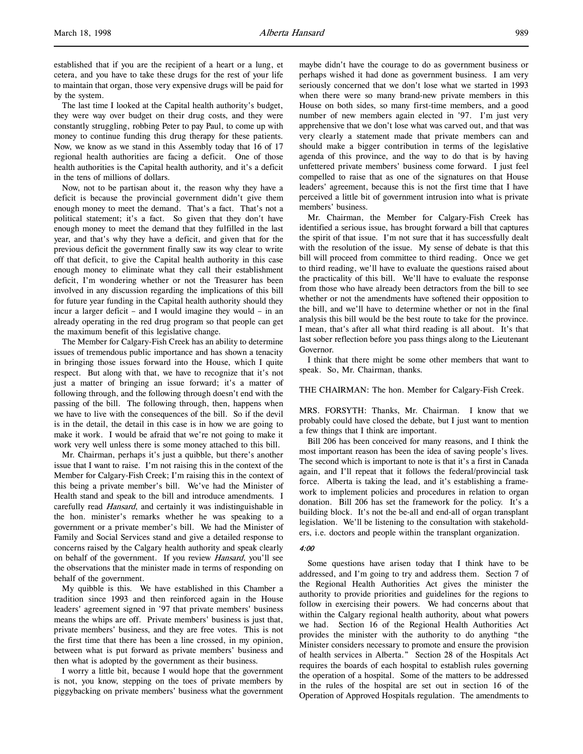established that if you are the recipient of a heart or a lung, et cetera, and you have to take these drugs for the rest of your life to maintain that organ, those very expensive drugs will be paid for by the system.

The last time I looked at the Capital health authority's budget, they were way over budget on their drug costs, and they were constantly struggling, robbing Peter to pay Paul, to come up with money to continue funding this drug therapy for these patients. Now, we know as we stand in this Assembly today that 16 of 17 regional health authorities are facing a deficit. One of those health authorities is the Capital health authority, and it's a deficit in the tens of millions of dollars.

Now, not to be partisan about it, the reason why they have a deficit is because the provincial government didn't give them enough money to meet the demand. That's a fact. That's not a political statement; it's a fact. So given that they don't have enough money to meet the demand that they fulfilled in the last year, and that's why they have a deficit, and given that for the previous deficit the government finally saw its way clear to write off that deficit, to give the Capital health authority in this case enough money to eliminate what they call their establishment deficit, I'm wondering whether or not the Treasurer has been involved in any discussion regarding the implications of this bill for future year funding in the Capital health authority should they incur a larger deficit – and I would imagine they would – in an already operating in the red drug program so that people can get the maximum benefit of this legislative change.

The Member for Calgary-Fish Creek has an ability to determine issues of tremendous public importance and has shown a tenacity in bringing those issues forward into the House, which I quite respect. But along with that, we have to recognize that it's not just a matter of bringing an issue forward; it's a matter of following through, and the following through doesn't end with the passing of the bill. The following through, then, happens when we have to live with the consequences of the bill. So if the devil is in the detail, the detail in this case is in how we are going to make it work. I would be afraid that we're not going to make it work very well unless there is some money attached to this bill.

Mr. Chairman, perhaps it's just a quibble, but there's another issue that I want to raise. I'm not raising this in the context of the Member for Calgary-Fish Creek; I'm raising this in the context of this being a private member's bill. We've had the Minister of Health stand and speak to the bill and introduce amendments. I carefully read *Hansard*, and certainly it was indistinguishable in the hon. minister's remarks whether he was speaking to a government or a private member's bill. We had the Minister of Family and Social Services stand and give a detailed response to concerns raised by the Calgary health authority and speak clearly on behalf of the government. If you review *Hansard*, you'll see the observations that the minister made in terms of responding on behalf of the government.

My quibble is this. We have established in this Chamber a tradition since 1993 and then reinforced again in the House leaders' agreement signed in '97 that private members' business means the whips are off. Private members' business is just that, private members' business, and they are free votes. This is not the first time that there has been a line crossed, in my opinion, between what is put forward as private members' business and then what is adopted by the government as their business.

I worry a little bit, because I would hope that the government is not, you know, stepping on the toes of private members by piggybacking on private members' business what the government maybe didn't have the courage to do as government business or perhaps wished it had done as government business. I am very seriously concerned that we don't lose what we started in 1993 when there were so many brand-new private members in this House on both sides, so many first-time members, and a good number of new members again elected in '97. I'm just very apprehensive that we don't lose what was carved out, and that was very clearly a statement made that private members can and should make a bigger contribution in terms of the legislative agenda of this province, and the way to do that is by having unfettered private members' business come forward. I just feel compelled to raise that as one of the signatures on that House leaders' agreement, because this is not the first time that I have perceived a little bit of government intrusion into what is private members' business.

Mr. Chairman, the Member for Calgary-Fish Creek has identified a serious issue, has brought forward a bill that captures the spirit of that issue. I'm not sure that it has successfully dealt with the resolution of the issue. My sense of debate is that this bill will proceed from committee to third reading. Once we get to third reading, we'll have to evaluate the questions raised about the practicality of this bill. We'll have to evaluate the response from those who have already been detractors from the bill to see whether or not the amendments have softened their opposition to the bill, and we'll have to determine whether or not in the final analysis this bill would be the best route to take for the province. I mean, that's after all what third reading is all about. It's that last sober reflection before you pass things along to the Lieutenant Governor.

I think that there might be some other members that want to speak. So, Mr. Chairman, thanks.

THE CHAIRMAN: The hon. Member for Calgary-Fish Creek.

MRS. FORSYTH: Thanks, Mr. Chairman. I know that we probably could have closed the debate, but I just want to mention a few things that I think are important.

Bill 206 has been conceived for many reasons, and I think the most important reason has been the idea of saving people's lives. The second which is important to note is that it's a first in Canada again, and I'll repeat that it follows the federal/provincial task force. Alberta is taking the lead, and it's establishing a framework to implement policies and procedures in relation to organ donation. Bill 206 has set the framework for the policy. It's a building block. It's not the be-all and end-all of organ transplant legislation. We'll be listening to the consultation with stakeholders, i.e. doctors and people within the transplant organization.

*4:00*

Some questions have arisen today that I think have to be addressed, and I'm going to try and address them. Section 7 of the Regional Health Authorities Act gives the minister the authority to provide priorities and guidelines for the regions to follow in exercising their powers. We had concerns about that within the Calgary regional health authority, about what powers we had. Section 16 of the Regional Health Authorities Act provides the minister with the authority to do anything "the Minister considers necessary to promote and ensure the provision of health services in Alberta." Section 28 of the Hospitals Act requires the boards of each hospital to establish rules governing the operation of a hospital. Some of the matters to be addressed in the rules of the hospital are set out in section 16 of the Operation of Approved Hospitals regulation. The amendments to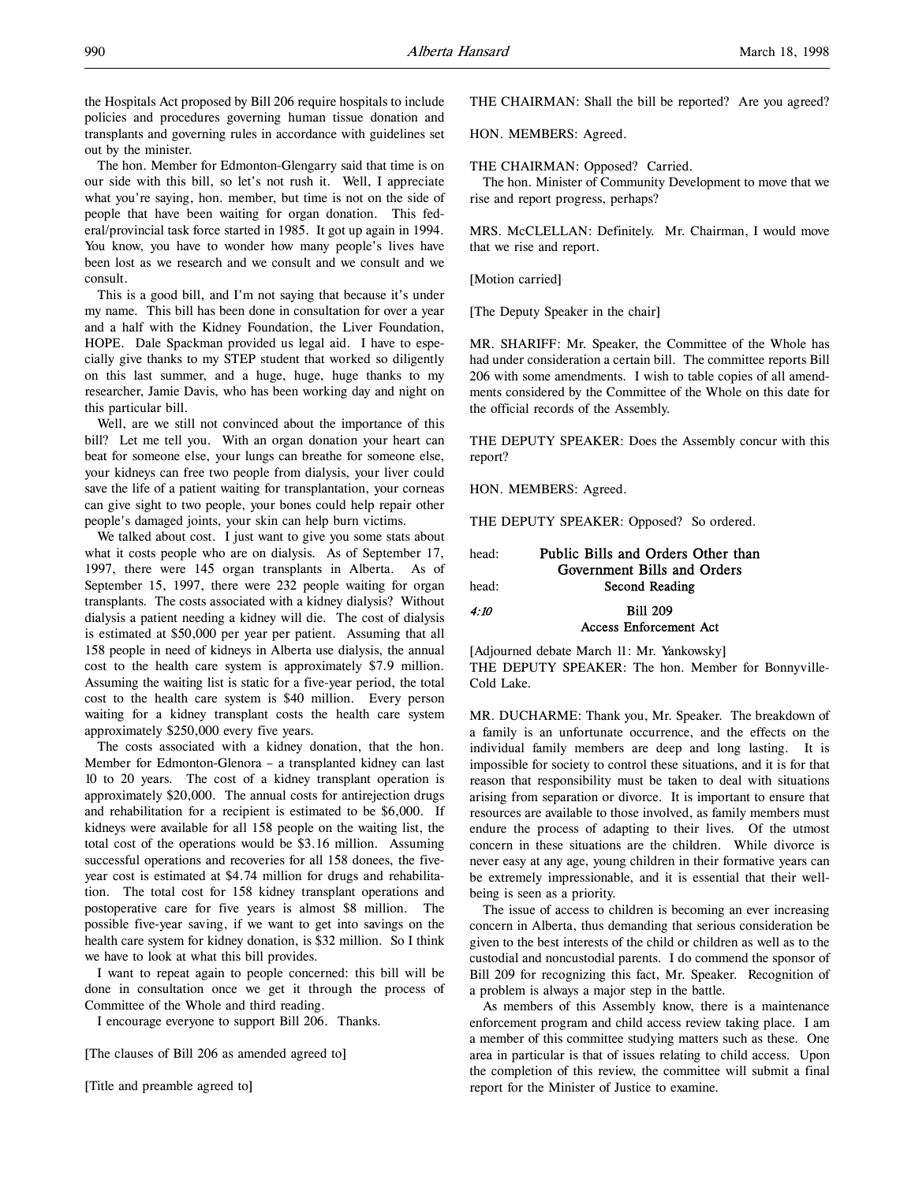the Hospitals Act proposed by Bill 206 require hospitals to include policies and procedures governing human tissue donation and transplants and governing rules in accordance with guidelines set out by the minister.

The hon. Member for Edmonton-Glengarry said that time is on our side with this bill, so let's not rush it. Well, I appreciate what you're saying, hon. member, but time is not on the side of people that have been waiting for organ donation. This federal/provincial task force started in 1985. It got up again in 1994. You know, you have to wonder how many people's lives have been lost as we research and we consult and we consult and we consult.

This is a good bill, and I'm not saying that because it's under my name. This bill has been done in consultation for over a year and a half with the Kidney Foundation, the Liver Foundation, HOPE. Dale Spackman provided us legal aid. I have to especially give thanks to my STEP student that worked so diligently on this last summer, and a huge, huge, huge thanks to my researcher, Jamie Davis, who has been working day and night on this particular bill.

Well, are we still not convinced about the importance of this bill? Let me tell you. With an organ donation your heart can beat for someone else, your lungs can breathe for someone else, your kidneys can free two people from dialysis, your liver could save the life of a patient waiting for transplantation, your corneas can give sight to two people, your bones could help repair other people's damaged joints, your skin can help burn victims.

We talked about cost. I just want to give you some stats about what it costs people who are on dialysis. As of September 17, 1997, there were 145 organ transplants in Alberta. As of September 15, 1997, there were 232 people waiting for organ transplants. The costs associated with a kidney dialysis? Without dialysis a patient needing a kidney will die. The cost of dialysis is estimated at $50,000 per year per patient. Assuming that all 158 people in need of kidneys in Alberta use dialysis, the annual cost to the health care system is approximately $7.9 million. Assuming the waiting list is static for a five-year period, the total cost to the health care system is $40 million. Every person waiting for a kidney transplant costs the health care system approximately $250,000 every five years.

The costs associated with a kidney donation, that the hon. Member for Edmonton-Glenora – a transplanted kidney can last 10 to 20 years. The cost of a kidney transplant operation is approximately $20,000. The annual costs for antirejection drugs and rehabilitation for a recipient is estimated to be $6,000. If kidneys were available for all 158 people on the waiting list, the total cost of the operations would be $3.16 million. Assuming successful operations and recoveries for all 158 donees, the five-year cost is estimated at $4.74 million for drugs and rehabilitation. The total cost for 158 kidney transplant operations and postoperative care for five years is almost $8 million. The possible five-year saving, if we want to get into savings on the health care system for kidney donation, is $32 million. So I think we have to look at what this bill provides.

I want to repeat again to people concerned: this bill will be done in consultation once we get it through the process of Committee of the Whole and third reading.

I encourage everyone to support Bill 206. Thanks.

[The clauses of Bill 206 as amended agreed to]

[Title and preamble agreed to]

THE CHAIRMAN: Shall the bill be reported? Are you agreed?

HON. MEMBERS: Agreed.

THE CHAIRMAN: Opposed? Carried.

The hon. Minister of Community Development to move that we rise and report progress, perhaps?

MRS. McCLELLAN: Definitely. Mr. Chairman, I would move that we rise and report.

[Motion carried]

[The Deputy Speaker in the chair]

MR. SHARIFF: Mr. Speaker, the Committee of the Whole has had under consideration a certain bill. The committee reports Bill 206 with some amendments. I wish to table copies of all amendments considered by the Committee of the Whole on this date for the official records of the Assembly.

THE DEPUTY SPEAKER: Does the Assembly concur with this report?

HON. MEMBERS: Agreed.

THE DEPUTY SPEAKER: Opposed? So ordered.

head: **Public Bills and Orders Other than Government Bills and Orders**

head: **Second Reading**

*4:10* **Bill 209**
**Access Enforcement Act**

[Adjourned debate March 11: Mr. Yankowsky]

THE DEPUTY SPEAKER: The hon. Member for Bonnyville-Cold Lake.

MR. DUCHARME: Thank you, Mr. Speaker. The breakdown of a family is an unfortunate occurrence, and the effects on the individual family members are deep and long lasting. It is impossible for society to control these situations, and it is for that reason that responsibility must be taken to deal with situations arising from separation or divorce. It is important to ensure that resources are available to those involved, as family members must endure the process of adapting to their lives. Of the utmost concern in these situations are the children. While divorce is never easy at any age, young children in their formative years can be extremely impressionable, and it is essential that their well-being is seen as a priority.

The issue of access to children is becoming an ever increasing concern in Alberta, thus demanding that serious consideration be given to the best interests of the child or children as well as to the custodial and noncustodial parents. I do commend the sponsor of Bill 209 for recognizing this fact, Mr. Speaker. Recognition of a problem is always a major step in the battle.

As members of this Assembly know, there is a maintenance enforcement program and child access review taking place. I am a member of this committee studying matters such as these. One area in particular is that of issues relating to child access. Upon the completion of this review, the committee will submit a final report for the Minister of Justice to examine.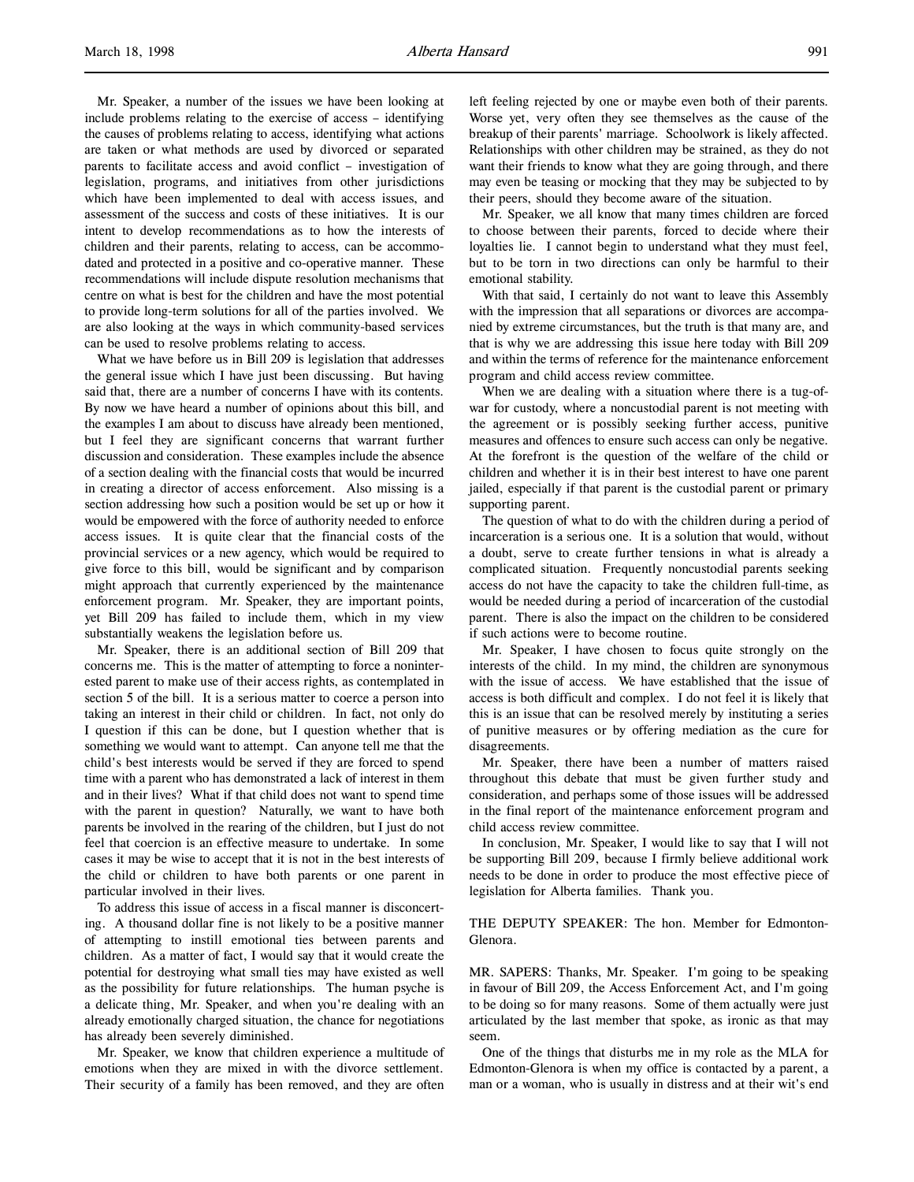Mr. Speaker, a number of the issues we have been looking at include problems relating to the exercise of access – identifying the causes of problems relating to access, identifying what actions are taken or what methods are used by divorced or separated parents to facilitate access and avoid conflict – investigation of legislation, programs, and initiatives from other jurisdictions which have been implemented to deal with access issues, and assessment of the success and costs of these initiatives. It is our intent to develop recommendations as to how the interests of children and their parents, relating to access, can be accommodated and protected in a positive and co-operative manner. These recommendations will include dispute resolution mechanisms that centre on what is best for the children and have the most potential to provide long-term solutions for all of the parties involved. We are also looking at the ways in which community-based services can be used to resolve problems relating to access.

What we have before us in Bill 209 is legislation that addresses the general issue which I have just been discussing. But having said that, there are a number of concerns I have with its contents. By now we have heard a number of opinions about this bill, and the examples I am about to discuss have already been mentioned, but I feel they are significant concerns that warrant further discussion and consideration. These examples include the absence of a section dealing with the financial costs that would be incurred in creating a director of access enforcement. Also missing is a section addressing how such a position would be set up or how it would be empowered with the force of authority needed to enforce access issues. It is quite clear that the financial costs of the provincial services or a new agency, which would be required to give force to this bill, would be significant and by comparison might approach that currently experienced by the maintenance enforcement program. Mr. Speaker, they are important points, yet Bill 209 has failed to include them, which in my view substantially weakens the legislation before us.

Mr. Speaker, there is an additional section of Bill 209 that concerns me. This is the matter of attempting to force a noninterested parent to make use of their access rights, as contemplated in section 5 of the bill. It is a serious matter to coerce a person into taking an interest in their child or children. In fact, not only do I question if this can be done, but I question whether that is something we would want to attempt. Can anyone tell me that the child's best interests would be served if they are forced to spend time with a parent who has demonstrated a lack of interest in them and in their lives? What if that child does not want to spend time with the parent in question? Naturally, we want to have both parents be involved in the rearing of the children, but I just do not feel that coercion is an effective measure to undertake. In some cases it may be wise to accept that it is not in the best interests of the child or children to have both parents or one parent in particular involved in their lives.

To address this issue of access in a fiscal manner is disconcerting. A thousand dollar fine is not likely to be a positive manner of attempting to instill emotional ties between parents and children. As a matter of fact, I would say that it would create the potential for destroying what small ties may have existed as well as the possibility for future relationships. The human psyche is a delicate thing, Mr. Speaker, and when you're dealing with an already emotionally charged situation, the chance for negotiations has already been severely diminished.

Mr. Speaker, we know that children experience a multitude of emotions when they are mixed in with the divorce settlement. Their security of a family has been removed, and they are often left feeling rejected by one or maybe even both of their parents. Worse yet, very often they see themselves as the cause of the breakup of their parents' marriage. Schoolwork is likely affected. Relationships with other children may be strained, as they do not want their friends to know what they are going through, and there may even be teasing or mocking that they may be subjected to by their peers, should they become aware of the situation.

Mr. Speaker, we all know that many times children are forced to choose between their parents, forced to decide where their loyalties lie. I cannot begin to understand what they must feel, but to be torn in two directions can only be harmful to their emotional stability.

With that said, I certainly do not want to leave this Assembly with the impression that all separations or divorces are accompanied by extreme circumstances, but the truth is that many are, and that is why we are addressing this issue here today with Bill 209 and within the terms of reference for the maintenance enforcement program and child access review committee.

When we are dealing with a situation where there is a tug-of-war for custody, where a noncustodial parent is not meeting with the agreement or is possibly seeking further access, punitive measures and offences to ensure such access can only be negative. At the forefront is the question of the welfare of the child or children and whether it is in their best interest to have one parent jailed, especially if that parent is the custodial parent or primary supporting parent.

The question of what to do with the children during a period of incarceration is a serious one. It is a solution that would, without a doubt, serve to create further tensions in what is already a complicated situation. Frequently noncustodial parents seeking access do not have the capacity to take the children full-time, as would be needed during a period of incarceration of the custodial parent. There is also the impact on the children to be considered if such actions were to become routine.

Mr. Speaker, I have chosen to focus quite strongly on the interests of the child. In my mind, the children are synonymous with the issue of access. We have established that the issue of access is both difficult and complex. I do not feel it is likely that this is an issue that can be resolved merely by instituting a series of punitive measures or by offering mediation as the cure for disagreements.

Mr. Speaker, there have been a number of matters raised throughout this debate that must be given further study and consideration, and perhaps some of those issues will be addressed in the final report of the maintenance enforcement program and child access review committee.

In conclusion, Mr. Speaker, I would like to say that I will not be supporting Bill 209, because I firmly believe additional work needs to be done in order to produce the most effective piece of legislation for Alberta families. Thank you.

THE DEPUTY SPEAKER: The hon. Member for Edmonton-Glenora.

MR. SAPERS: Thanks, Mr. Speaker. I'm going to be speaking in favour of Bill 209, the Access Enforcement Act, and I'm going to be doing so for many reasons. Some of them actually were just articulated by the last member that spoke, as ironic as that may seem.

One of the things that disturbs me in my role as the MLA for Edmonton-Glenora is when my office is contacted by a parent, a man or a woman, who is usually in distress and at their wit's end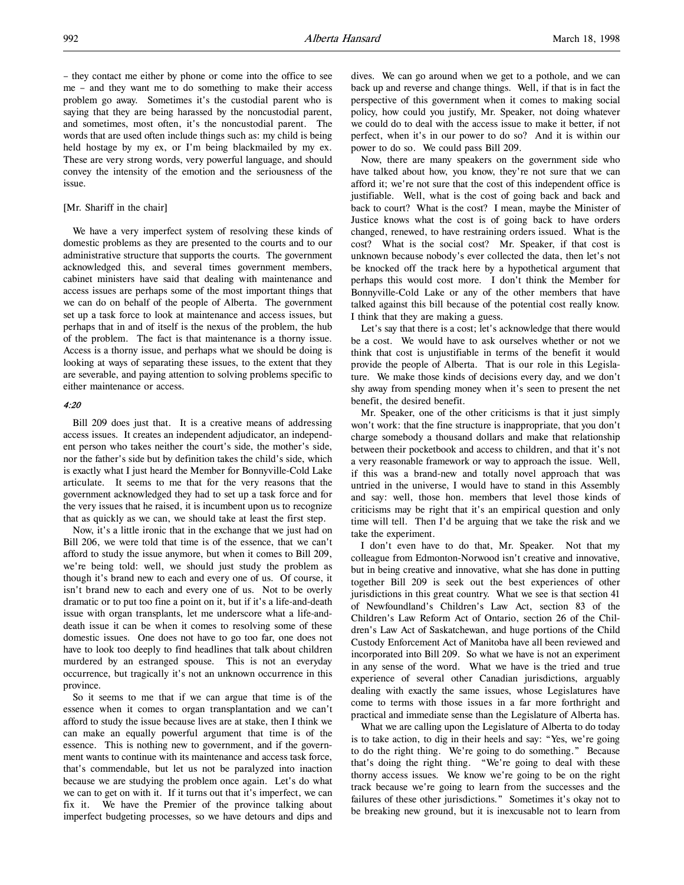– they contact me either by phone or come into the office to see me – and they want me to do something to make their access problem go away. Sometimes it's the custodial parent who is saying that they are being harassed by the noncustodial parent, and sometimes, most often, it's the noncustodial parent. The words that are used often include things such as: my child is being held hostage by my ex, or I'm being blackmailed by my ex. These are very strong words, very powerful language, and should convey the intensity of the emotion and the seriousness of the issue.

[Mr. Shariff in the chair]

We have a very imperfect system of resolving these kinds of domestic problems as they are presented to the courts and to our administrative structure that supports the courts. The government acknowledged this, and several times government members, cabinet ministers have said that dealing with maintenance and access issues are perhaps some of the most important things that we can do on behalf of the people of Alberta. The government set up a task force to look at maintenance and access issues, but perhaps that in and of itself is the nexus of the problem, the hub of the problem. The fact is that maintenance is a thorny issue. Access is a thorny issue, and perhaps what we should be doing is looking at ways of separating these issues, to the extent that they are severable, and paying attention to solving problems specific to either maintenance or access.

*4:20*

Bill 209 does just that. It is a creative means of addressing access issues. It creates an independent adjudicator, an independent person who takes neither the court's side, the mother's side, nor the father's side but by definition takes the child's side, which is exactly what I just heard the Member for Bonnyville-Cold Lake articulate. It seems to me that for the very reasons that the government acknowledged they had to set up a task force and for the very issues that he raised, it is incumbent upon us to recognize that as quickly as we can, we should take at least the first step.

Now, it's a little ironic that in the exchange that we just had on Bill 206, we were told that time is of the essence, that we can't afford to study the issue anymore, but when it comes to Bill 209, we're being told: well, we should just study the problem as though it's brand new to each and every one of us. Of course, it isn't brand new to each and every one of us. Not to be overly dramatic or to put too fine a point on it, but if it's a life-and-death issue with organ transplants, let me underscore what a life-and-death issue it can be when it comes to resolving some of these domestic issues. One does not have to go too far, one does not have to look too deeply to find headlines that talk about children murdered by an estranged spouse. This is not an everyday occurrence, but tragically it's not an unknown occurrence in this province.

So it seems to me that if we can argue that time is of the essence when it comes to organ transplantation and we can't afford to study the issue because lives are at stake, then I think we can make an equally powerful argument that time is of the essence. This is nothing new to government, and if the government wants to continue with its maintenance and access task force, that's commendable, but let us not be paralyzed into inaction because we are studying the problem once again. Let's do what we can to get on with it. If it turns out that it's imperfect, we can fix it. We have the Premier of the province talking about imperfect budgeting processes, so we have detours and dips and dives. We can go around when we get to a pothole, and we can back up and reverse and change things. Well, if that is in fact the perspective of this government when it comes to making social policy, how could you justify, Mr. Speaker, not doing whatever we could do to deal with the access issue to make it better, if not perfect, when it's in our power to do so? And it is within our power to do so. We could pass Bill 209.

Now, there are many speakers on the government side who have talked about how, you know, they're not sure that we can afford it; we're not sure that the cost of this independent office is justifiable. Well, what is the cost of going back and back and back to court? What is the cost? I mean, maybe the Minister of Justice knows what the cost is of going back to have orders changed, renewed, to have restraining orders issued. What is the cost? What is the social cost? Mr. Speaker, if that cost is unknown because nobody's ever collected the data, then let's not be knocked off the track here by a hypothetical argument that perhaps this would cost more. I don't think the Member for Bonnyville-Cold Lake or any of the other members that have talked against this bill because of the potential cost really know. I think that they are making a guess.

Let's say that there is a cost; let's acknowledge that there would be a cost. We would have to ask ourselves whether or not we think that cost is unjustifiable in terms of the benefit it would provide the people of Alberta. That is our role in this Legislature. We make those kinds of decisions every day, and we don't shy away from spending money when it's seen to present the net benefit, the desired benefit.

Mr. Speaker, one of the other criticisms is that it just simply won't work: that the fine structure is inappropriate, that you don't charge somebody a thousand dollars and make that relationship between their pocketbook and access to children, and that it's not a very reasonable framework or way to approach the issue. Well, if this was a brand-new and totally novel approach that was untried in the universe, I would have to stand in this Assembly and say: well, those hon. members that level those kinds of criticisms may be right that it's an empirical question and only time will tell. Then I'd be arguing that we take the risk and we take the experiment.

I don't even have to do that, Mr. Speaker. Not that my colleague from Edmonton-Norwood isn't creative and innovative, but in being creative and innovative, what she has done in putting together Bill 209 is seek out the best experiences of other jurisdictions in this great country. What we see is that section 41 of Newfoundland's Children's Law Act, section 83 of the Children's Law Reform Act of Ontario, section 26 of the Children's Law Act of Saskatchewan, and huge portions of the Child Custody Enforcement Act of Manitoba have all been reviewed and incorporated into Bill 209. So what we have is not an experiment in any sense of the word. What we have is the tried and true experience of several other Canadian jurisdictions, arguably dealing with exactly the same issues, whose Legislatures have come to terms with those issues in a far more forthright and practical and immediate sense than the Legislature of Alberta has.

What we are calling upon the Legislature of Alberta to do today is to take action, to dig in their heels and say: "Yes, we're going to do the right thing. We're going to do something." Because that's doing the right thing. "We're going to deal with these thorny access issues. We know we're going to be on the right track because we're going to learn from the successes and the failures of these other jurisdictions." Sometimes it's okay not to be breaking new ground, but it is inexcusable not to learn from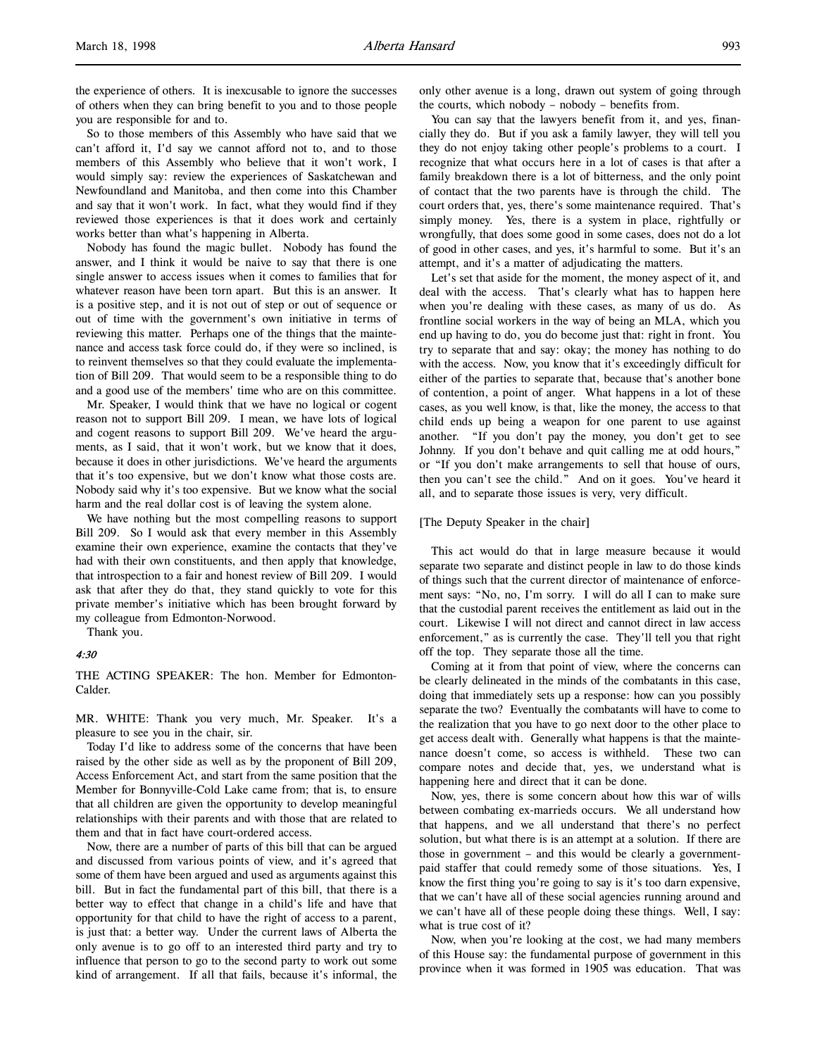the experience of others. It is inexcusable to ignore the successes of others when they can bring benefit to you and to those people you are responsible for and to.

So to those members of this Assembly who have said that we can't afford it, I'd say we cannot afford not to, and to those members of this Assembly who believe that it won't work, I would simply say: review the experiences of Saskatchewan and Newfoundland and Manitoba, and then come into this Chamber and say that it won't work. In fact, what they would find if they reviewed those experiences is that it does work and certainly works better than what's happening in Alberta.

Nobody has found the magic bullet. Nobody has found the answer, and I think it would be naive to say that there is one single answer to access issues when it comes to families that for whatever reason have been torn apart. But this is an answer. It is a positive step, and it is not out of step or out of sequence or out of time with the government's own initiative in terms of reviewing this matter. Perhaps one of the things that the maintenance and access task force could do, if they were so inclined, is to reinvent themselves so that they could evaluate the implementation of Bill 209. That would seem to be a responsible thing to do and a good use of the members' time who are on this committee.

Mr. Speaker, I would think that we have no logical or cogent reason not to support Bill 209. I mean, we have lots of logical and cogent reasons to support Bill 209. We've heard the arguments, as I said, that it won't work, but we know that it does, because it does in other jurisdictions. We've heard the arguments that it's too expensive, but we don't know what those costs are. Nobody said why it's too expensive. But we know what the social harm and the real dollar cost is of leaving the system alone.

We have nothing but the most compelling reasons to support Bill 209. So I would ask that every member in this Assembly examine their own experience, examine the contacts that they've had with their own constituents, and then apply that knowledge, that introspection to a fair and honest review of Bill 209. I would ask that after they do that, they stand quickly to vote for this private member's initiative which has been brought forward by my colleague from Edmonton-Norwood.

Thank you.

*4:30*

THE ACTING SPEAKER: The hon. Member for Edmonton-Calder.

MR. WHITE: Thank you very much, Mr. Speaker. It's a pleasure to see you in the chair, sir.

Today I'd like to address some of the concerns that have been raised by the other side as well as by the proponent of Bill 209, Access Enforcement Act, and start from the same position that the Member for Bonnyville-Cold Lake came from; that is, to ensure that all children are given the opportunity to develop meaningful relationships with their parents and with those that are related to them and that in fact have court-ordered access.

Now, there are a number of parts of this bill that can be argued and discussed from various points of view, and it's agreed that some of them have been argued and used as arguments against this bill. But in fact the fundamental part of this bill, that there is a better way to effect that change in a child's life and have that opportunity for that child to have the right of access to a parent, is just that: a better way. Under the current laws of Alberta the only avenue is to go off to an interested third party and try to influence that person to go to the second party to work out some kind of arrangement. If all that fails, because it's informal, the only other avenue is a long, drawn out system of going through the courts, which nobody – nobody – benefits from.

You can say that the lawyers benefit from it, and yes, financially they do. But if you ask a family lawyer, they will tell you they do not enjoy taking other people's problems to a court. I recognize that what occurs here in a lot of cases is that after a family breakdown there is a lot of bitterness, and the only point of contact that the two parents have is through the child. The court orders that, yes, there's some maintenance required. That's simply money. Yes, there is a system in place, rightfully or wrongfully, that does some good in some cases, does not do a lot of good in other cases, and yes, it's harmful to some. But it's an attempt, and it's a matter of adjudicating the matters.

Let's set that aside for the moment, the money aspect of it, and deal with the access. That's clearly what has to happen here when you're dealing with these cases, as many of us do. As frontline social workers in the way of being an MLA, which you end up having to do, you do become just that: right in front. You try to separate that and say: okay; the money has nothing to do with the access. Now, you know that it's exceedingly difficult for either of the parties to separate that, because that's another bone of contention, a point of anger. What happens in a lot of these cases, as you well know, is that, like the money, the access to that child ends up being a weapon for one parent to use against another. "If you don't pay the money, you don't get to see Johnny. If you don't behave and quit calling me at odd hours," or "If you don't make arrangements to sell that house of ours, then you can't see the child." And on it goes. You've heard it all, and to separate those issues is very, very difficult.

[The Deputy Speaker in the chair]

This act would do that in large measure because it would separate two separate and distinct people in law to do those kinds of things such that the current director of maintenance of enforcement says: "No, no, I'm sorry. I will do all I can to make sure that the custodial parent receives the entitlement as laid out in the court. Likewise I will not direct and cannot direct in law access enforcement," as is currently the case. They'll tell you that right off the top. They separate those all the time.

Coming at it from that point of view, where the concerns can be clearly delineated in the minds of the combatants in this case, doing that immediately sets up a response: how can you possibly separate the two? Eventually the combatants will have to come to the realization that you have to go next door to the other place to get access dealt with. Generally what happens is that the maintenance doesn't come, so access is withheld. These two can compare notes and decide that, yes, we understand what is happening here and direct that it can be done.

Now, yes, there is some concern about how this war of wills between combating ex-marrieds occurs. We all understand how that happens, and we all understand that there's no perfect solution, but what there is is an attempt at a solution. If there are those in government – and this would be clearly a government-paid staffer that could remedy some of those situations. Yes, I know the first thing you're going to say is it's too darn expensive, that we can't have all of these social agencies running around and we can't have all of these people doing these things. Well, I say: what is true cost of it?

Now, when you're looking at the cost, we had many members of this House say: the fundamental purpose of government in this province when it was formed in 1905 was education. That was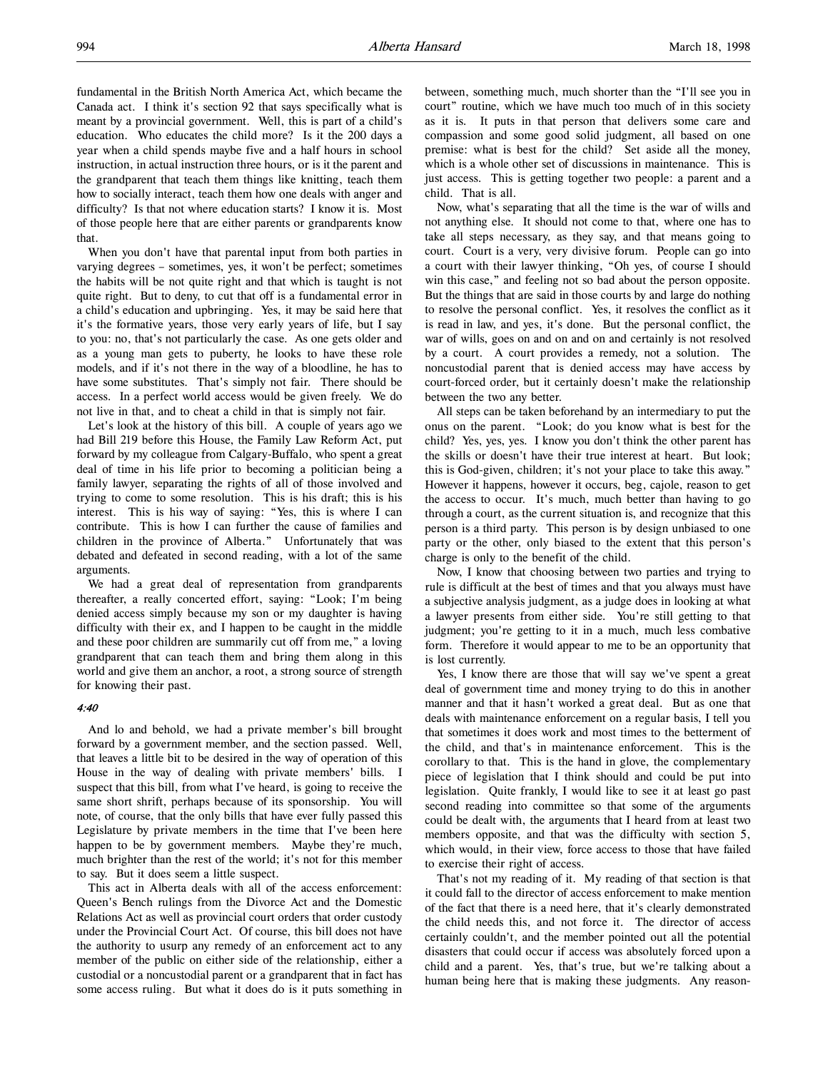fundamental in the British North America Act, which became the Canada act. I think it's section 92 that says specifically what is meant by a provincial government. Well, this is part of a child's education. Who educates the child more? Is it the 200 days a year when a child spends maybe five and a half hours in school instruction, in actual instruction three hours, or is it the parent and the grandparent that teach them things like knitting, teach them how to socially interact, teach them how one deals with anger and difficulty? Is that not where education starts? I know it is. Most of those people here that are either parents or grandparents know that.

When you don't have that parental input from both parties in varying degrees – sometimes, yes, it won't be perfect; sometimes the habits will be not quite right and that which is taught is not quite right. But to deny, to cut that off is a fundamental error in a child's education and upbringing. Yes, it may be said here that it's the formative years, those very early years of life, but I say to you: no, that's not particularly the case. As one gets older and as a young man gets to puberty, he looks to have these role models, and if it's not there in the way of a bloodline, he has to have some substitutes. That's simply not fair. There should be access. In a perfect world access would be given freely. We do not live in that, and to cheat a child in that is simply not fair.

Let's look at the history of this bill. A couple of years ago we had Bill 219 before this House, the Family Law Reform Act, put forward by my colleague from Calgary-Buffalo, who spent a great deal of time in his life prior to becoming a politician being a family lawyer, separating the rights of all of those involved and trying to come to some resolution. This is his draft; this is his interest. This is his way of saying: "Yes, this is where I can contribute. This is how I can further the cause of families and children in the province of Alberta." Unfortunately that was debated and defeated in second reading, with a lot of the same arguments.

We had a great deal of representation from grandparents thereafter, a really concerted effort, saying: "Look; I'm being denied access simply because my son or my daughter is having difficulty with their ex, and I happen to be caught in the middle and these poor children are summarily cut off from me," a loving grandparent that can teach them and bring them along in this world and give them an anchor, a root, a strong source of strength for knowing their past.

*4:40*

And lo and behold, we had a private member's bill brought forward by a government member, and the section passed. Well, that leaves a little bit to be desired in the way of operation of this House in the way of dealing with private members' bills. I suspect that this bill, from what I've heard, is going to receive the same short shrift, perhaps because of its sponsorship. You will note, of course, that the only bills that have ever fully passed this Legislature by private members in the time that I've been here happen to be by government members. Maybe they're much, much brighter than the rest of the world; it's not for this member to say. But it does seem a little suspect.

This act in Alberta deals with all of the access enforcement: Queen's Bench rulings from the Divorce Act and the Domestic Relations Act as well as provincial court orders that order custody under the Provincial Court Act. Of course, this bill does not have the authority to usurp any remedy of an enforcement act to any member of the public on either side of the relationship, either a custodial or a noncustodial parent or a grandparent that in fact has some access ruling. But what it does do is it puts something in between, something much, much shorter than the "I'll see you in court" routine, which we have much too much of in this society as it is. It puts in that person that delivers some care and compassion and some good solid judgment, all based on one premise: what is best for the child? Set aside all the money, which is a whole other set of discussions in maintenance. This is just access. This is getting together two people: a parent and a child. That is all.

Now, what's separating that all the time is the war of wills and not anything else. It should not come to that, where one has to take all steps necessary, as they say, and that means going to court. Court is a very, very divisive forum. People can go into a court with their lawyer thinking, "Oh yes, of course I should win this case," and feeling not so bad about the person opposite. But the things that are said in those courts by and large do nothing to resolve the personal conflict. Yes, it resolves the conflict as it is read in law, and yes, it's done. But the personal conflict, the war of wills, goes on and on and on and certainly is not resolved by a court. A court provides a remedy, not a solution. The noncustodial parent that is denied access may have access by court-forced order, but it certainly doesn't make the relationship between the two any better.

All steps can be taken beforehand by an intermediary to put the onus on the parent. "Look; do you know what is best for the child? Yes, yes, yes. I know you don't think the other parent has the skills or doesn't have their true interest at heart. But look; this is God-given, children; it's not your place to take this away." However it happens, however it occurs, beg, cajole, reason to get the access to occur. It's much, much better than having to go through a court, as the current situation is, and recognize that this person is a third party. This person is by design unbiased to one party or the other, only biased to the extent that this person's charge is only to the benefit of the child.

Now, I know that choosing between two parties and trying to rule is difficult at the best of times and that you always must have a subjective analysis judgment, as a judge does in looking at what a lawyer presents from either side. You're still getting to that judgment; you're getting to it in a much, much less combative form. Therefore it would appear to me to be an opportunity that is lost currently.

Yes, I know there are those that will say we've spent a great deal of government time and money trying to do this in another manner and that it hasn't worked a great deal. But as one that deals with maintenance enforcement on a regular basis, I tell you that sometimes it does work and most times to the betterment of the child, and that's in maintenance enforcement. This is the corollary to that. This is the hand in glove, the complementary piece of legislation that I think should and could be put into legislation. Quite frankly, I would like to see it at least go past second reading into committee so that some of the arguments could be dealt with, the arguments that I heard from at least two members opposite, and that was the difficulty with section 5, which would, in their view, force access to those that have failed to exercise their right of access.

That's not my reading of it. My reading of that section is that it could fall to the director of access enforcement to make mention of the fact that there is a need here, that it's clearly demonstrated the child needs this, and not force it. The director of access certainly couldn't, and the member pointed out all the potential disasters that could occur if access was absolutely forced upon a child and a parent. Yes, that's true, but we're talking about a human being here that is making these judgments. Any reason-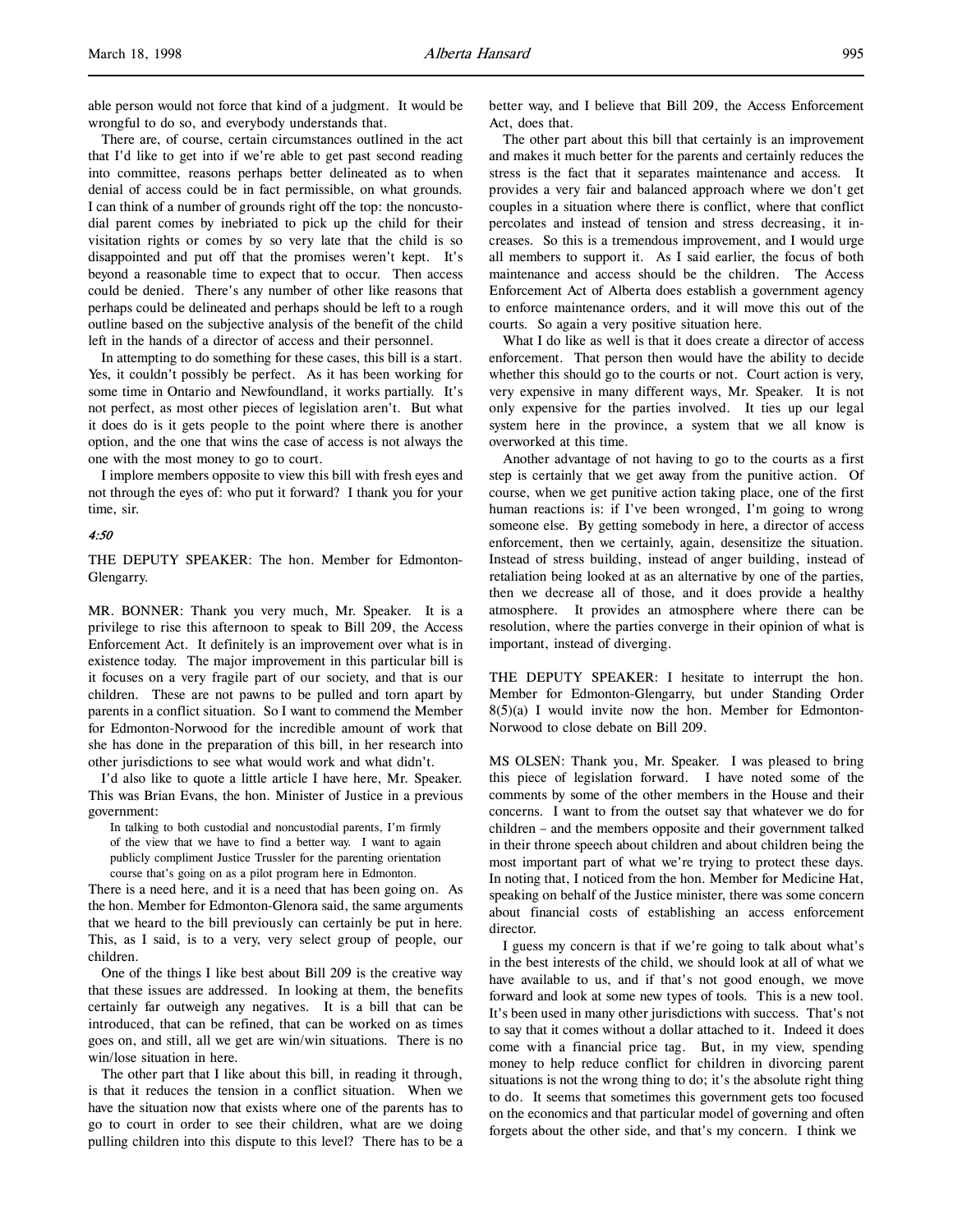able person would not force that kind of a judgment. It would be wrongful to do so, and everybody understands that.

There are, of course, certain circumstances outlined in the act that I'd like to get into if we're able to get past second reading into committee, reasons perhaps better delineated as to when denial of access could be in fact permissible, on what grounds. I can think of a number of grounds right off the top: the noncustodial parent comes by inebriated to pick up the child for their visitation rights or comes by so very late that the child is so disappointed and put off that the promises weren't kept. It's beyond a reasonable time to expect that to occur. Then access could be denied. There's any number of other like reasons that perhaps could be delineated and perhaps should be left to a rough outline based on the subjective analysis of the benefit of the child left in the hands of a director of access and their personnel.

In attempting to do something for these cases, this bill is a start. Yes, it couldn't possibly be perfect. As it has been working for some time in Ontario and Newfoundland, it works partially. It's not perfect, as most other pieces of legislation aren't. But what it does do is it gets people to the point where there is another option, and the one that wins the case of access is not always the one with the most money to go to court.

I implore members opposite to view this bill with fresh eyes and not through the eyes of: who put it forward? I thank you for your time, sir.

*4:50*

THE DEPUTY SPEAKER: The hon. Member for Edmonton-Glengarry.

MR. BONNER: Thank you very much, Mr. Speaker. It is a privilege to rise this afternoon to speak to Bill 209, the Access Enforcement Act. It definitely is an improvement over what is in existence today. The major improvement in this particular bill is it focuses on a very fragile part of our society, and that is our children. These are not pawns to be pulled and torn apart by parents in a conflict situation. So I want to commend the Member for Edmonton-Norwood for the incredible amount of work that she has done in the preparation of this bill, in her research into other jurisdictions to see what would work and what didn't.

I'd also like to quote a little article I have here, Mr. Speaker. This was Brian Evans, the hon. Minister of Justice in a previous government:

> In talking to both custodial and noncustodial parents, I'm firmly of the view that we have to find a better way. I want to again publicly compliment Justice Trussler for the parenting orientation course that's going on as a pilot program here in Edmonton.

There is a need here, and it is a need that has been going on. As the hon. Member for Edmonton-Glenora said, the same arguments that we heard to the bill previously can certainly be put in here. This, as I said, is to a very, very select group of people, our children.

One of the things I like best about Bill 209 is the creative way that these issues are addressed. In looking at them, the benefits certainly far outweigh any negatives. It is a bill that can be introduced, that can be refined, that can be worked on as times goes on, and still, all we get are win/win situations. There is no win/lose situation in here.

The other part that I like about this bill, in reading it through, is that it reduces the tension in a conflict situation. When we have the situation now that exists where one of the parents has to go to court in order to see their children, what are we doing pulling children into this dispute to this level? There has to be a better way, and I believe that Bill 209, the Access Enforcement Act, does that.

The other part about this bill that certainly is an improvement and makes it much better for the parents and certainly reduces the stress is the fact that it separates maintenance and access. It provides a very fair and balanced approach where we don't get couples in a situation where there is conflict, where that conflict percolates and instead of tension and stress decreasing, it increases. So this is a tremendous improvement, and I would urge all members to support it. As I said earlier, the focus of both maintenance and access should be the children. The Access Enforcement Act of Alberta does establish a government agency to enforce maintenance orders, and it will move this out of the courts. So again a very positive situation here.

What I do like as well is that it does create a director of access enforcement. That person then would have the ability to decide whether this should go to the courts or not. Court action is very, very expensive in many different ways, Mr. Speaker. It is not only expensive for the parties involved. It ties up our legal system here in the province, a system that we all know is overworked at this time.

Another advantage of not having to go to the courts as a first step is certainly that we get away from the punitive action. Of course, when we get punitive action taking place, one of the first human reactions is: if I've been wronged, I'm going to wrong someone else. By getting somebody in here, a director of access enforcement, then we certainly, again, desensitize the situation. Instead of stress building, instead of anger building, instead of retaliation being looked at as an alternative by one of the parties, then we decrease all of those, and it does provide a healthy atmosphere. It provides an atmosphere where there can be resolution, where the parties converge in their opinion of what is important, instead of diverging.

THE DEPUTY SPEAKER: I hesitate to interrupt the hon. Member for Edmonton-Glengarry, but under Standing Order 8(5)(a) I would invite now the hon. Member for Edmonton-Norwood to close debate on Bill 209.

MS OLSEN: Thank you, Mr. Speaker. I was pleased to bring this piece of legislation forward. I have noted some of the comments by some of the other members in the House and their concerns. I want to from the outset say that whatever we do for children – and the members opposite and their government talked in their throne speech about children and about children being the most important part of what we're trying to protect these days. In noting that, I noticed from the hon. Member for Medicine Hat, speaking on behalf of the Justice minister, there was some concern about financial costs of establishing an access enforcement director.

I guess my concern is that if we're going to talk about what's in the best interests of the child, we should look at all of what we have available to us, and if that's not good enough, we move forward and look at some new types of tools. This is a new tool. It's been used in many other jurisdictions with success. That's not to say that it comes without a dollar attached to it. Indeed it does come with a financial price tag. But, in my view, spending money to help reduce conflict for children in divorcing parent situations is not the wrong thing to do; it's the absolute right thing to do. It seems that sometimes this government gets too focused on the economics and that particular model of governing and often forgets about the other side, and that's my concern. I think we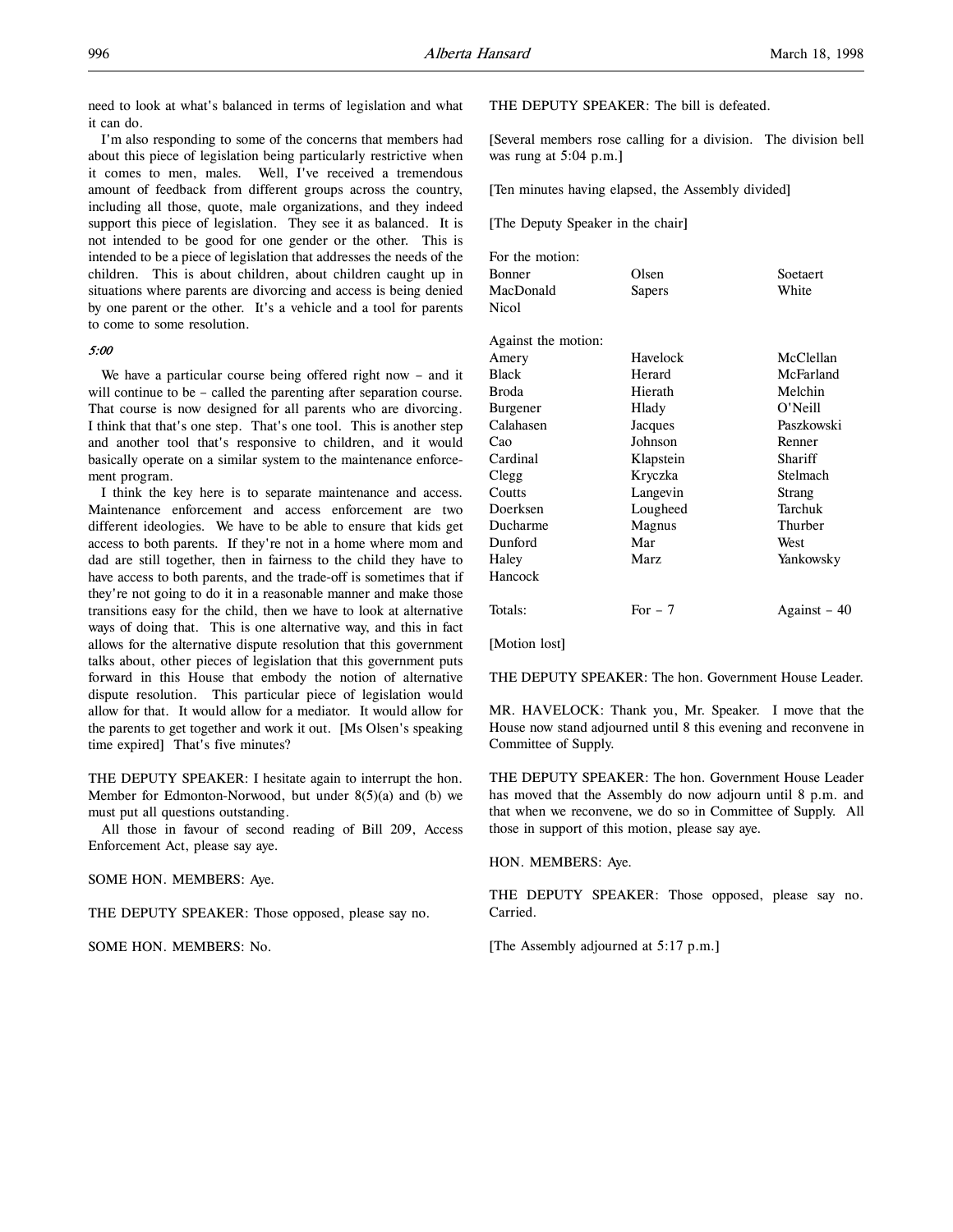need to look at what's balanced in terms of legislation and what it can do.

I'm also responding to some of the concerns that members had about this piece of legislation being particularly restrictive when it comes to men, males. Well, I've received a tremendous amount of feedback from different groups across the country, including all those, quote, male organizations, and they indeed support this piece of legislation. They see it as balanced. It is not intended to be good for one gender or the other. This is intended to be a piece of legislation that addresses the needs of the children. This is about children, about children caught up in situations where parents are divorcing and access is being denied by one parent or the other. It's a vehicle and a tool for parents to come to some resolution.

*5:00*

We have a particular course being offered right now – and it will continue to be – called the parenting after separation course. That course is now designed for all parents who are divorcing. I think that that's one step. That's one tool. This is another step and another tool that's responsive to children, and it would basically operate on a similar system to the maintenance enforcement program.

I think the key here is to separate maintenance and access. Maintenance enforcement and access enforcement are two different ideologies. We have to be able to ensure that kids get access to both parents. If they're not in a home where mom and dad are still together, then in fairness to the child they have to have access to both parents, and the trade-off is sometimes that if they're not going to do it in a reasonable manner and make those transitions easy for the child, then we have to look at alternative ways of doing that. This is one alternative way, and this in fact allows for the alternative dispute resolution that this government talks about, other pieces of legislation that this government puts forward in this House that embody the notion of alternative dispute resolution. This particular piece of legislation would allow for that. It would allow for a mediator. It would allow for the parents to get together and work it out. [Ms Olsen's speaking time expired] That's five minutes?

THE DEPUTY SPEAKER: I hesitate again to interrupt the hon. Member for Edmonton-Norwood, but under 8(5)(a) and (b) we must put all questions outstanding.

All those in favour of second reading of Bill 209, Access Enforcement Act, please say aye.

SOME HON. MEMBERS: Aye.

THE DEPUTY SPEAKER: Those opposed, please say no.

SOME HON. MEMBERS: No.

THE DEPUTY SPEAKER: The bill is defeated.

[Several members rose calling for a division. The division bell was rung at 5:04 p.m.]

[Ten minutes having elapsed, the Assembly divided]

[The Deputy Speaker in the chair]

For the motion:

| | | |
|---|---|---|
| Bonner | Olsen | Soetaert |
| MacDonald | Sapers | White |
| Nicol | | |

Against the motion:

| | | |
|---|---|---|
| Amery | Havelock | McClellan |
| Black | Herard | McFarland |
| Broda | Hierath | Melchin |
| Burgener | Hlady | O'Neill |
| Calahasen | Jacques | Paszkowski |
| Cao | Johnson | Renner |
| Cardinal | Klapstein | Shariff |
| Clegg | Kryczka | Stelmach |
| Coutts | Langevin | Strang |
| Doerksen | Lougheed | Tarchuk |
| Ducharme | Magnus | Thurber |
| Dunford | Mar | West |
| Haley | Marz | Yankowsky |
| Hancock | | |

| | | |
|---|---|---|
| Totals: | For – 7 | Against – 40 |

[Motion lost]

THE DEPUTY SPEAKER: The hon. Government House Leader.

MR. HAVELOCK: Thank you, Mr. Speaker. I move that the House now stand adjourned until 8 this evening and reconvene in Committee of Supply.

THE DEPUTY SPEAKER: The hon. Government House Leader has moved that the Assembly do now adjourn until 8 p.m. and that when we reconvene, we do so in Committee of Supply. All those in support of this motion, please say aye.

HON. MEMBERS: Aye.

THE DEPUTY SPEAKER: Those opposed, please say no. Carried.

[The Assembly adjourned at 5:17 p.m.]